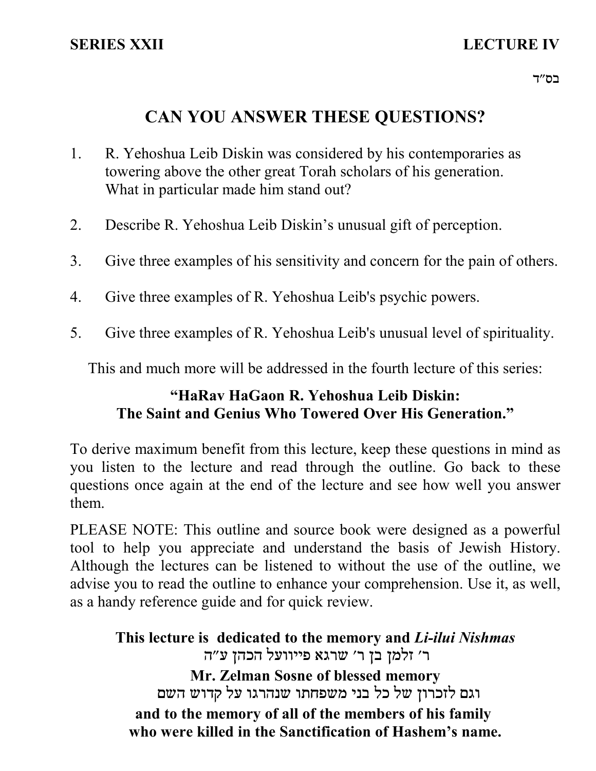**SERIES XXII** **LECTURE IV**

בס״ד

# CAN YOU ANSWER THESE QUESTIONS?

1. R. Yehoshua Leib Diskin was considered by his contemporaries as towering above the other great Torah scholars of his generation. What in particular made him stand out?

2. Describe R. Yehoshua Leib Diskin's unusual gift of perception.

3. Give three examples of his sensitivity and concern for the pain of others.

4. Give three examples of R. Yehoshua Leib's psychic powers.

5. Give three examples of R. Yehoshua Leib's unusual level of spirituality.

This and much more will be addressed in the fourth lecture of this series:

## "HaRav HaGaon R. Yehoshua Leib Diskin: The Saint and Genius Who Towered Over His Generation."

To derive maximum benefit from this lecture, keep these questions in mind as you listen to the lecture and read through the outline. Go back to these questions once again at the end of the lecture and see how well you answer them.

PLEASE NOTE: This outline and source book were designed as a powerful tool to help you appreciate and understand the basis of Jewish History. Although the lectures can be listened to without the use of the outline, we advise you to read the outline to enhance your comprehension. Use it, as well, as a handy reference guide and for quick review.

**This lecture is dedicated to the memory and *Li-ilui Nishmas***
ר׳ זלמן בן ר׳ שרגא פייועל הכהן ע״ה
**Mr. Zelman Sosne of blessed memory**
וגם לזכרון של כל בני משפחתו שנהרגו על קדוש השם
**and to the memory of all of the members of his family who were killed in the Sanctification of Hashem's name.**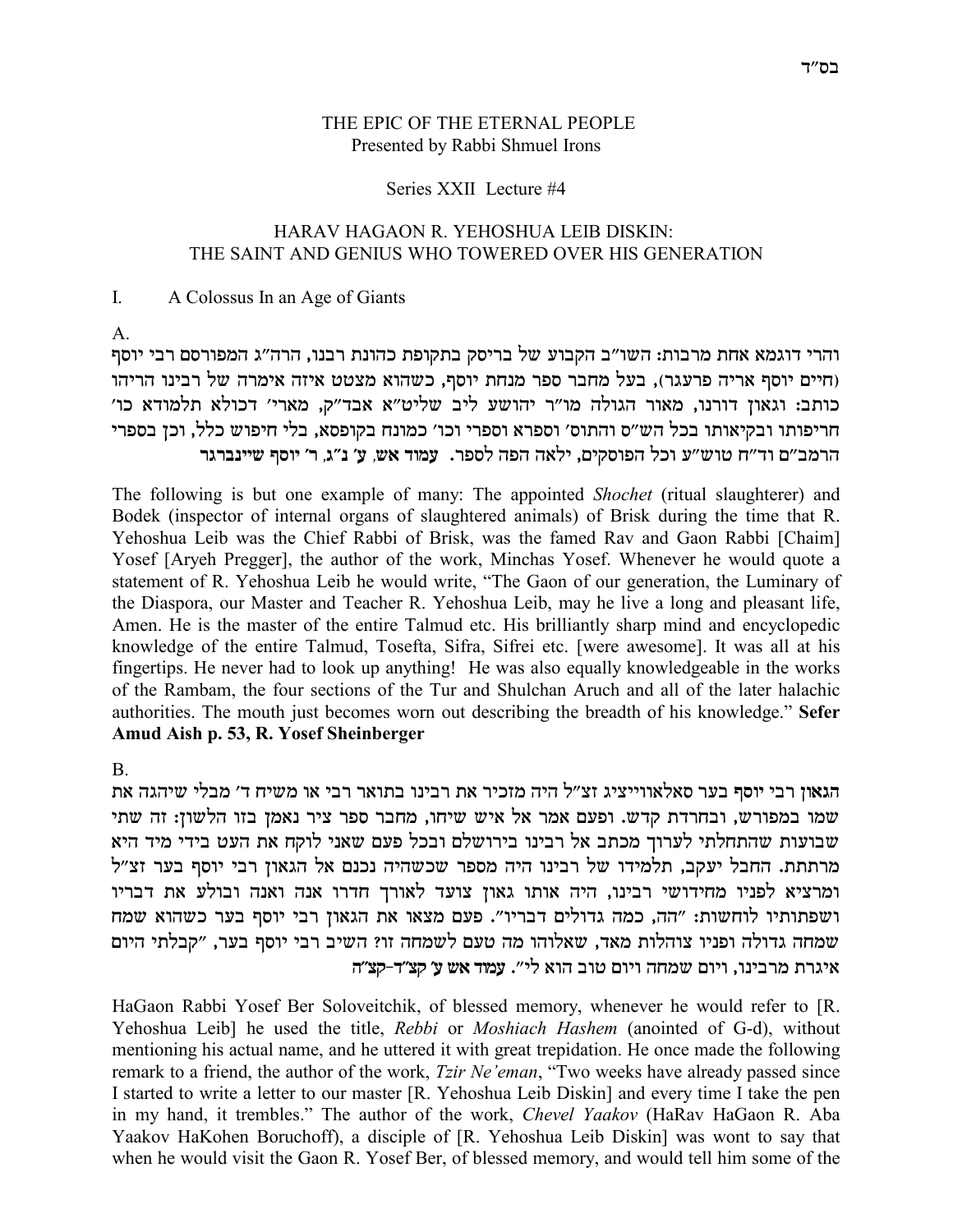בס"ד

THE EPIC OF THE ETERNAL PEOPLE
Presented by Rabbi Shmuel Irons

Series XXII Lecture #4

HARAV HAGAON R. YEHOSHUA LEIB DISKIN:
THE SAINT AND GENIUS WHO TOWERED OVER HIS GENERATION

I. A Colossus In an Age of Giants

A.

והרי דוגמא אחת מרבות: השו"ב הקבוע של בריסק בתקופת כהונת רבנו, הרה"ג המפורסם רבי יוסף (חיים יוסף אריה פרעגר), בעל מחבר ספר מנחת יוסף, כשהוא מצטט איזה אימרה של רבינו הריהו כותב: וגאון דורנו, מאור הגולה מו"ר יהושע ליב שליט"א אבד"ק, מארי' דכולא תלמודא כו' חריפותו ובקיאותו בכל הש"ס והתוס' וספרא וספרי וכו' כמונח בקופסא, בלי חיפוש כלל, וכן בספרי הרמב"ם וד"ח טוש"ע וכל הפוסקים, ילאה הפה לספר. **עמוד אש, ע' נ"ג, ר' יוסף שיינברגר**

The following is but one example of many: The appointed *Shochet* (ritual slaughterer) and Bodek (inspector of internal organs of slaughtered animals) of Brisk during the time that R. Yehoshua Leib was the Chief Rabbi of Brisk, was the famed Rav and Gaon Rabbi [Chaim] Yosef [Aryeh Pregger], the author of the work, Minchas Yosef. Whenever he would quote a statement of R. Yehoshua Leib he would write, "The Gaon of our generation, the Luminary of the Diaspora, our Master and Teacher R. Yehoshua Leib, may he live a long and pleasant life, Amen. He is the master of the entire Talmud etc. His brilliantly sharp mind and encyclopedic knowledge of the entire Talmud, Tosefta, Sifra, Sifrei etc. [were awesome]. It was all at his fingertips. He never had to look up anything! He was also equally knowledgeable in the works of the Rambam, the four sections of the Tur and Shulchan Aruch and all of the later halachic authorities. The mouth just becomes worn out describing the breadth of his knowledge." **Sefer Amud Aish p. 53, R. Yosef Sheinberger**

B.

**הגאון רבי יוסף בער סאלאווייציג זצ"ל** היה מזכיר את רבינו בתואר רבי או משיח ד' מבלי שיהגה את שמו במפורש, ובחרדת קדש. ופעם אמר אל איש שיחו, מחבר ספר ציר נאמן בזו הלשון: זה שתי שבועות שהתחלתי לערוך מכתב אל רבינו בירושלם ובכל פעם שאני לוקח את העט בידי מיד היא מרתתת. החבל יעקב, תלמידו של רבינו היה מספר שכשהיה נכנס אל הגאון רבי יוסף בער זצ"ל ומרציא לפניו מחידושי רבינו, היה אותו גאון צועד לאורך חדרו אנה ואנה ובולע את דבריו ושפתותיו לוחשות: "הה, כמה גדולים דבריו". פעם מצאו את הגאון רבי יוסף בער כשהוא שמח שמחה גדולה ופניו צוהלות מאד, שאלוהו מה טעם לשמחה זו? השיב רבי יוסף בער, "קבלתי היום איגרת מרבינו, ויום שמחה ויום טוב הוא לי". **עמוד אש ע' קצ"ד-קצ"ה**

HaGaon Rabbi Yosef Ber Soloveitchik, of blessed memory, whenever he would refer to [R. Yehoshua Leib] he used the title, *Rebbi* or *Moshiach Hashem* (anointed of G-d), without mentioning his actual name, and he uttered it with great trepidation. He once made the following remark to a friend, the author of the work, *Tzir Ne'eman*, "Two weeks have already passed since I started to write a letter to our master [R. Yehoshua Leib Diskin] and every time I take the pen in my hand, it trembles." The author of the work, *Chevel Yaakov* (HaRav HaGaon R. Aba Yaakov HaKohen Boruchoff), a disciple of [R. Yehoshua Leib Diskin] was wont to say that when he would visit the Gaon R. Yosef Ber, of blessed memory, and would tell him some of the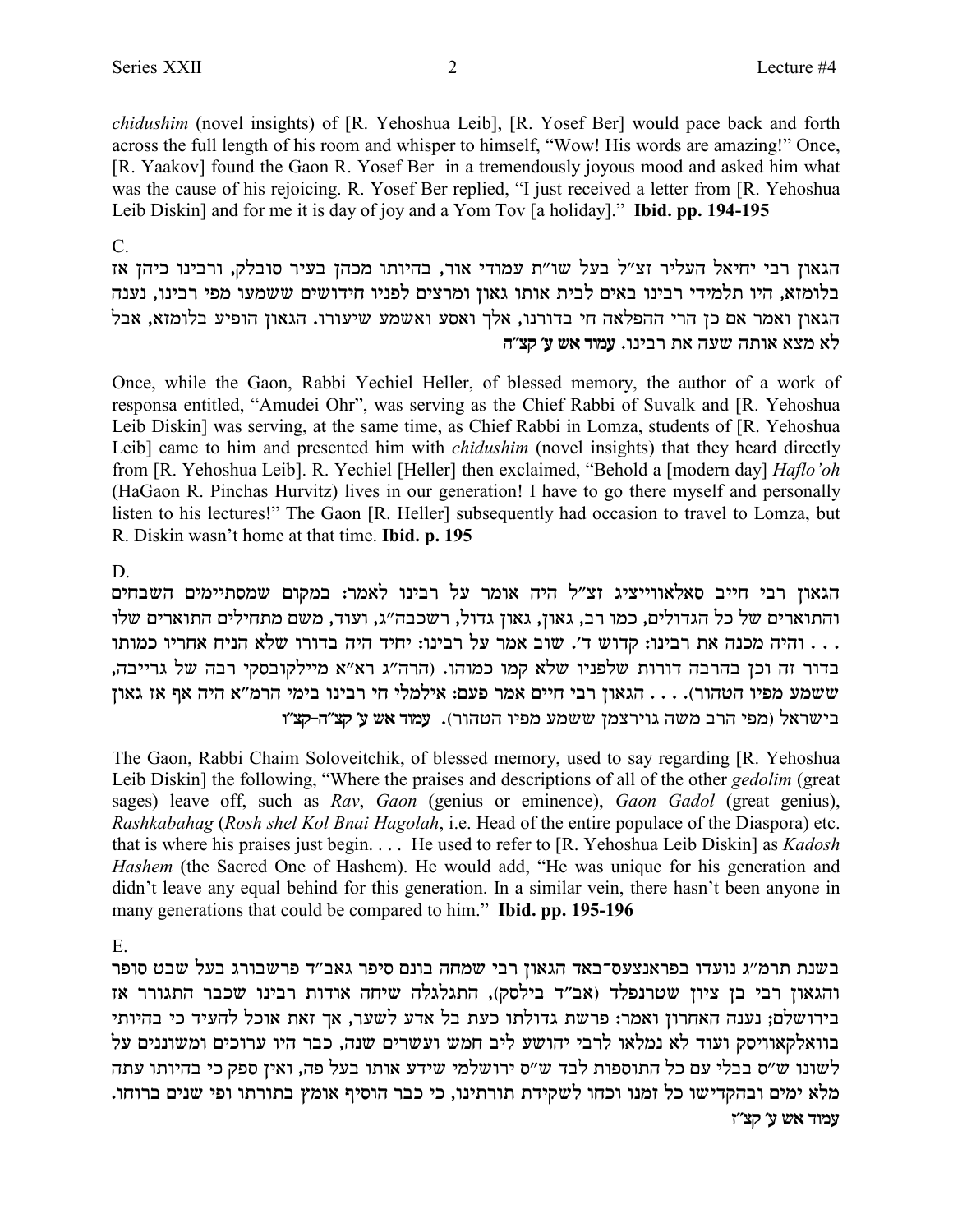*chidushim* (novel insights) of [R. Yehoshua Leib], [R. Yosef Ber] would pace back and forth across the full length of his room and whisper to himself, "Wow! His words are amazing!" Once, [R. Yaakov] found the Gaon R. Yosef Ber in a tremendously joyous mood and asked him what was the cause of his rejoicing. R. Yosef Ber replied, "I just received a letter from [R. Yehoshua Leib Diskin] and for me it is day of joy and a Yom Tov [a holiday]." **Ibid. pp. 194-195**

C.

הגאון רבי יחיאל העליר זצ"ל בעל שו"ת עמודי אור, בהיותו מכהן בעיר סובלק, ורבינו כיהן אז בלומזא, היו תלמידי רבינו באים לבית אותו גאון ומרצים לפניו חידושים ששמעו מפי רבינו, נענה הגאון ואמר אם כן הרי ההפלאה חי בדורנו, אלך ואסע ואשמע שיעורו. הגאון הופיע בלומזא, אבל לא מצא אותה שעה את רבינו. **עמוד אש ע' קצ"ה**

Once, while the Gaon, Rabbi Yechiel Heller, of blessed memory, the author of a work of responsa entitled, "Amudei Ohr", was serving as the Chief Rabbi of Suvalk and [R. Yehoshua Leib Diskin] was serving, at the same time, as Chief Rabbi in Lomza, students of [R. Yehoshua Leib] came to him and presented him with *chidushim* (novel insights) that they heard directly from [R. Yehoshua Leib]. R. Yechiel [Heller] then exclaimed, "Behold a [modern day] *Haflo'oh* (HaGaon R. Pinchas Hurvitz) lives in our generation! I have to go there myself and personally listen to his lectures!" The Gaon [R. Heller] subsequently had occasion to travel to Lomza, but R. Diskin wasn't home at that time. **Ibid. p. 195**

D.

הגאון רבי חייב סאלאווייציג זצ"ל היה אומר על רבינו לאמר: במקום שמסתיימים השבחים והתוארים של כל הגדולים, כמו רב, גאון, גאון גדול, רשכבה"ג, ועוד, משם מתחילים התוארים שלו . . . והיה מכנה את רבינו: קדוש ד'. שוב אמר על רבינו: יחיד היה בדורו שלא הניח אחריו כמותו בדור זה וכן בהרבה דורות שלפניו שלא קמו כמוהו. (הרה"ג רא"א מיילקובסקי רבה של גרייבה, ששמע מפיו הטהור). . . . הגאון רבי חיים אמר פעם: אילמלי חי רבינו בימי הרמ"א היה אף אז גאון בישראל (מפי הרב משה גוירצמן ששמע מפיו הטהור). **עמוד אש ע' קצ"ה-קצ"ו**

The Gaon, Rabbi Chaim Soloveitchik, of blessed memory, used to say regarding [R. Yehoshua Leib Diskin] the following, "Where the praises and descriptions of all of the other *gedolim* (great sages) leave off, such as *Rav*, *Gaon* (genius or eminence), *Gaon Gadol* (great genius), *Rashkabahag* (*Rosh shel Kol Bnai Hagolah*, i.e. Head of the entire populace of the Diaspora) etc. that is where his praises just begin. . . . He used to refer to [R. Yehoshua Leib Diskin] as *Kadosh Hashem* (the Sacred One of Hashem). He would add, "He was unique for his generation and didn't leave any equal behind for this generation. In a similar vein, there hasn't been anyone in many generations that could be compared to him." **Ibid. pp. 195-196**

E.

בשנת תרמ"ג נועדו בפראנצעס־באד הגאון רבי שמחה בונם סיפר גאב"ד פרשבורג בעל שבט סופר והגאון רבי בן ציון שטרנפלד (אב"ד בילסק), התגלגלה שיחה אודות רבינו שכבר התגורר אז בירושלם; נענה האחרון ואמר: פרשת גדולתו כעת בל אדע לשער, אך זאת אוכל להעיד כי בהיותי בוואלקאוויסק ועוד לא נמלאו לרבי יהושע ליב חמש ועשרים שנה, כבר היו ערוכים ומשוננים על לשונו ש"ס בבלי עם כל התוספות לבד ש"ס ירושלמי שידע אותו בעל פה, ואין ספק כי בהיותו עתה מלא ימים ובהקדישו כל זמנו וכחו לשקידת תורתינו, כי כבר הוסיף אומץ בתורתו ופי שנים ברוחו. **עמוד אש ע' קצ"ז**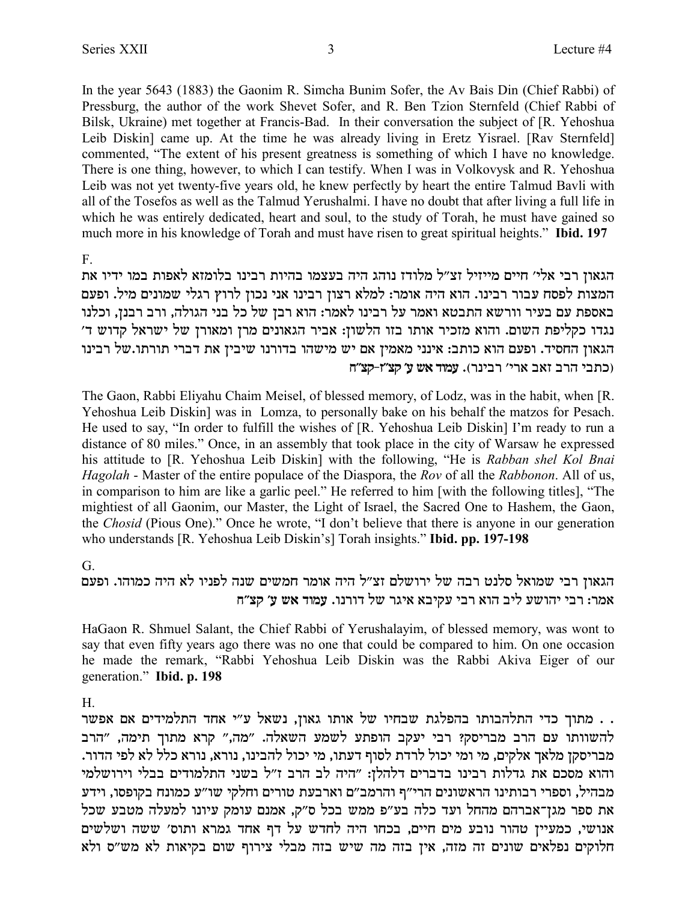In the year 5643 (1883) the Gaonim R. Simcha Bunim Sofer, the Av Bais Din (Chief Rabbi) of Pressburg, the author of the work Shevet Sofer, and R. Ben Tzion Sternfeld (Chief Rabbi of Bilsk, Ukraine) met together at Francis-Bad. In their conversation the subject of [R. Yehoshua Leib Diskin] came up. At the time he was already living in Eretz Yisrael. [Rav Sternfeld] commented, "The extent of his present greatness is something of which I have no knowledge. There is one thing, however, to which I can testify. When I was in Volkovysk and R. Yehoshua Leib was not yet twenty-five years old, he knew perfectly by heart the entire Talmud Bavli with all of the Tosefos as well as the Talmud Yerushalmi. I have no doubt that after living a full life in which he was entirely dedicated, heart and soul, to the study of Torah, he must have gained so much more in his knowledge of Torah and must have risen to great spiritual heights." **Ibid. 197**

F.

הגאון רבי אלי׳ חיים מייזיל זצ״ל מלודז נוהג היה בעצמו בהיות רבינו בלומזא לאפות במו ידיו את המצות לפסח עבור רבינו. הוא היה אומר: למלא רצון רבינו אני נכון לרוץ רגלי שמונים מיל. ופעם באספת עם בעיר ווראשא התבטא ואמר על רבינו לאמר: הוא רבן של כל בני הגולה, ורב רבנן, וכלנו נגדו כקליפת השום. והוא מזכיר אותו בזו הלשון: אביר הגאונים מרן ומאורן של ישראל קדוש ד׳ הגאון החסיד. ופעם הוא כותב: אינני מאמין אם יש מישהו בדורנו שיבין את דברי תורתו.של רבינו (כתבי הרב זאב ארי׳ רבינר). **עמוד אש ע׳ קצ״ז-קצ״ח**

The Gaon, Rabbi Eliyahu Chaim Meisel, of blessed memory, of Lodz, was in the habit, when [R. Yehoshua Leib Diskin] was in Lomza, to personally bake on his behalf the matzos for Pesach. He used to say, "In order to fulfill the wishes of [R. Yehoshua Leib Diskin] I'm ready to run a distance of 80 miles." Once, in an assembly that took place in the city of Warsaw he expressed his attitude to [R. Yehoshua Leib Diskin] with the following, "He is *Rabban shel Kol Bnai Hagolah* - Master of the entire populace of the Diaspora, the *Rov* of all the *Rabbonon*. All of us, in comparison to him are like a garlic peel." He referred to him [with the following titles], "The mightiest of all Gaonim, our Master, the Light of Israel, the Sacred One to Hashem, the Gaon, the *Chosid* (Pious One)." Once he wrote, "I don't believe that there is anyone in our generation who understands [R. Yehoshua Leib Diskin's] Torah insights." **Ibid. pp. 197-198**

G.

הגאון רבי שמואל סלנט רבה של ירושלם זצ״ל היה אומר חמשים שנה לפניו לא היה כמוהו. ופעם אמר: רבי יהושע ליב הוא רבי עקיבא איגר של דורנו. **עמוד אש ע׳ קצ״ח**

HaGaon R. Shmuel Salant, the Chief Rabbi of Yerushalayim, of blessed memory, was wont to say that even fifty years ago there was no one that could be compared to him. On one occasion he made the remark, "Rabbi Yehoshua Leib Diskin was the Rabbi Akiva Eiger of our generation." **Ibid. p. 198**

H.

. . מתוך כדי התלהבותו בהפלגת שבחיו של אותו גאון, נשאל ע״י אחד התלמידים אם אפשר להשוותו עם הרב מבריסק? רבי יעקב הופתע לשמע השאלה. ״מה,״ קרא מתוך תימה, ״הרב מבריסקן מלאך אלקים, מי ומי יכול לרדת לסוף דעתו, מי יכול להבינו, נורא, נורא כלל לא לפי הדור. והוא מסכם את גדלות רבינו בדברים דלהלן: ״היה לב הרב ז״ל בשני התלמודים בבלי וירושלמי מבהיל, וספרי רבותינו הראשונים הרי״ף והרמב״ם וארבעת טורים וחלקי שו״ע כמונח בקופסו, וידע את ספר מגן־אברהם מהחל ועד כלה בע״פ ממש בכל ס״ק, אמנם עומק עיונו למעלה מטבע שכל אנושי, כמעיין טהור נובע מים חיים, בכחו היה לחדש על דף אחד גמרא ותוס׳ ששה ושלשים חלוקים נפלאים שונים זה מזה, אין בזה מה שיש בזה מבלי צירוף שום בקיאות לא מש״ס ולא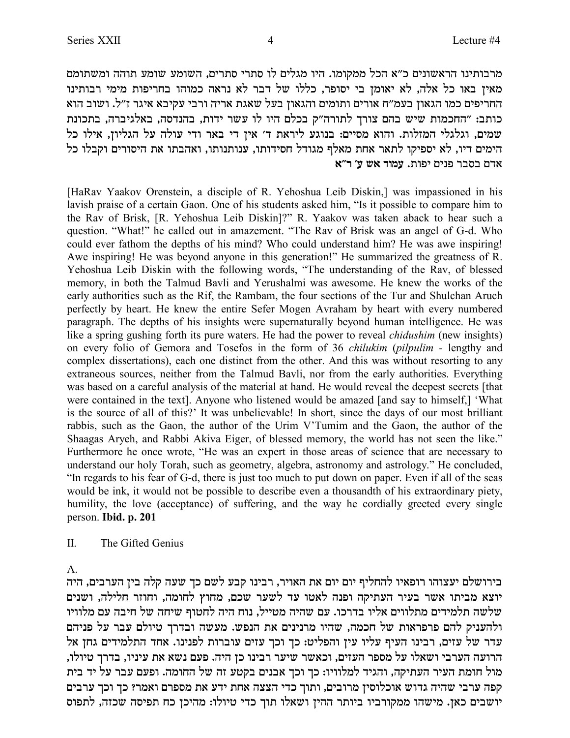מרבותינו הראשונים כ"א הכל ממקומו. היו מגלים לו סתרי סתרים, השומע שומע תוהה ומשתומם מאין באו כל אלה, לא יאומן בי יסופר, כללו של דבר לא נראה כמוהו בחריפות מימי רבותינו החריפים כמו הגאון בעמ"ח אורים ותומים והגאון בעל שאגת אריה ורבי עקיבא איגר ז"ל. ושוב הוא כותב: "החכמות שיש בהם צורך לתורה"ק בכלם היו לו עשר ידות, בהנדסה, באלגיברה, בתכונת שמים, וגלגלי המזלות. והוא מסיים: בנוגע ליראת ד' אין די באר ודי עולה על הגליון, אילו כל הימים דיו, לא יספיקו לתאר אחת מאלף מגודל חסידותו, ענותנותו, ואהבתו את היסורים וקבלו כל אדם בסבר פנים יפות. **עמוד אש ע' ר"א**

[HaRav Yaakov Orenstein, a disciple of R. Yehoshua Leib Diskin,] was impassioned in his lavish praise of a certain Gaon. One of his students asked him, "Is it possible to compare him to the Rav of Brisk, [R. Yehoshua Leib Diskin]?" R. Yaakov was taken aback to hear such a question. "What!" he called out in amazement. "The Rav of Brisk was an angel of G-d. Who could ever fathom the depths of his mind? Who could understand him? He was awe inspiring! Awe inspiring! He was beyond anyone in this generation!" He summarized the greatness of R. Yehoshua Leib Diskin with the following words, "The understanding of the Rav, of blessed memory, in both the Talmud Bavli and Yerushalmi was awesome. He knew the works of the early authorities such as the Rif, the Rambam, the four sections of the Tur and Shulchan Aruch perfectly by heart. He knew the entire Sefer Mogen Avraham by heart with every numbered paragraph. The depths of his insights were supernaturally beyond human intelligence. He was like a spring gushing forth its pure waters. He had the power to reveal *chidushim* (new insights) on every folio of Gemora and Tosefos in the form of 36 *chilukim* (*pilpulim* - lengthy and complex dissertations), each one distinct from the other. And this was without resorting to any extraneous sources, neither from the Talmud Bavli, nor from the early authorities. Everything was based on a careful analysis of the material at hand. He would reveal the deepest secrets [that were contained in the text]. Anyone who listened would be amazed [and say to himself,] 'What is the source of all of this?' It was unbelievable! In short, since the days of our most brilliant rabbis, such as the Gaon, the author of the Urim V'Tumim and the Gaon, the author of the Shaagas Aryeh, and Rabbi Akiva Eiger, of blessed memory, the world has not seen the like." Furthermore he once wrote, "He was an expert in those areas of science that are necessary to understand our holy Torah, such as geometry, algebra, astronomy and astrology." He concluded, "In regards to his fear of G-d, there is just too much to put down on paper. Even if all of the seas would be ink, it would not be possible to describe even a thousandth of his extraordinary piety, humility, the love (acceptance) of suffering, and the way he cordially greeted every single person. **Ibid. p. 201**

## II. The Gifted Genius

A.

בירושלם יעצוהו רופאיו להחליף יום יום את האויר, רבינו קבע לשם כך שעה קלה בין הערבים, היה יוצא מביתו אשר בעיר העתיקה ופנה לאטו עד לשער שכם, מחוץ לחומה, וחוזר חלילה, ושנים שלשה תלמידים מתלווים אליו בדרכו. עם שהיה מטייל, נוח היה לחטוף שיחה של חיבה עם מלוויו ולהעניק להם פרפראות של חכמה, שהיו מרנינים את הנפש. מעשה ובדרך טיולם עבר על פניהם עדר של עזים, רבינו העיף עליו עין והפליט: כך וכך עזים עוברות לפנינו. אחד התלמידים גחן אל הרועה הערבי ושאלו על מספר העזים, וכאשר שיער רבינו כן היה. פעם נשא את עיניו, בדרך טיולו, מול חומת העיר העתיקה, והגיד למלוויו: כך וכך אבנים בקטע זה של החומה. ופעם עבר על יד בית קפה ערבי שהיה גדוש אוכלוסין מרובים, ותוך כדי הצצה אחת ידע את מספרם ואמר? כך וכך ערבים יושבים כאן. מישהו ממקורביו ביותר ההין ושאלו תוך כדי טיולו: מהיכן כח תפיסה שכזה, לתפוס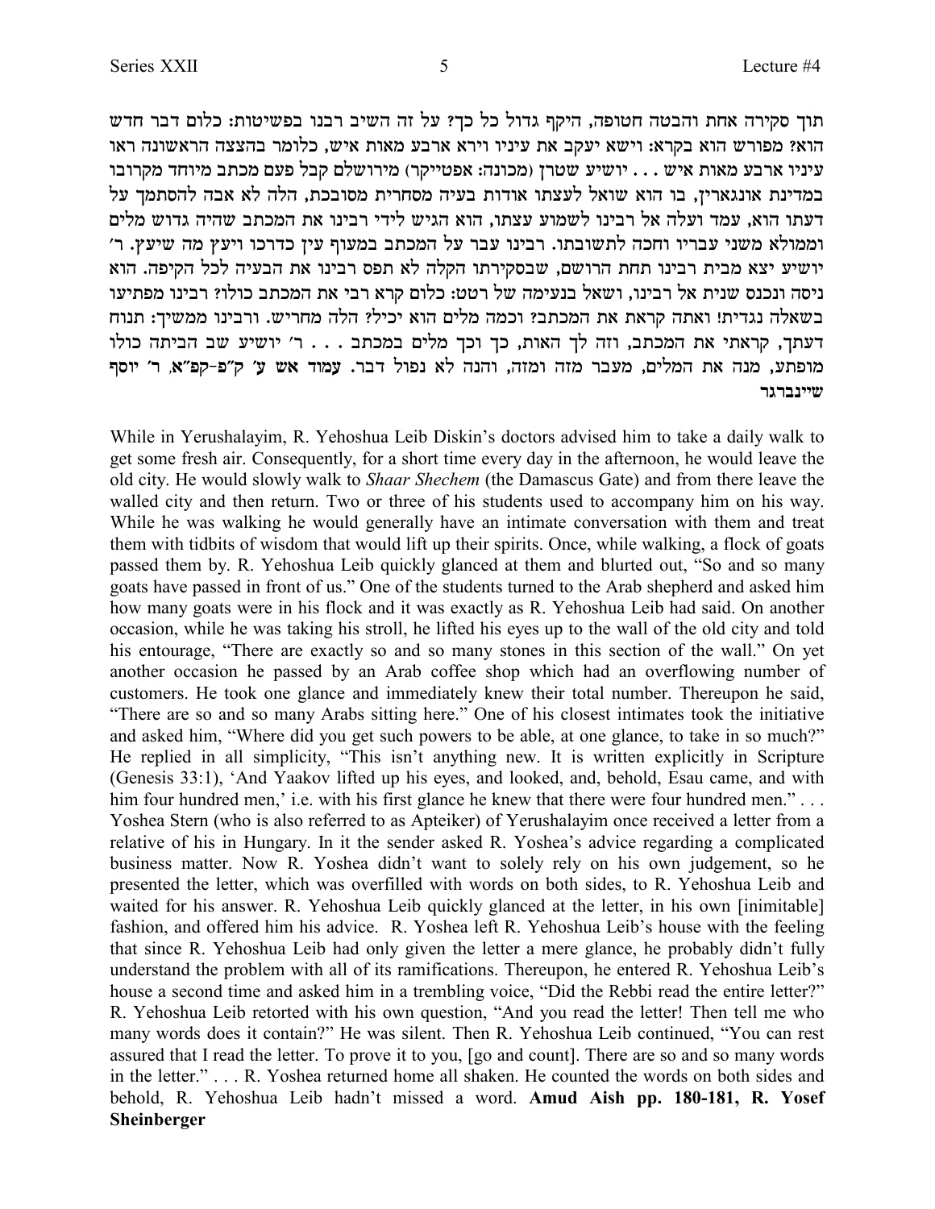תוך סקירה אחת והבטה חטופה, היקף גדול כל כך? על זה השיב רבנו בפשיטות: כלום דבר חדש הוא? מפורש הוא בקרא: וישא יעקב את עיניו וירא ארבע מאות איש, כלומר בהצצה הראשונה ראו עיניו ארבע מאות איש . . . יושיע שטרן (מכונה: אפטייקר) מירושלם קבל פעם מכתב מיוחד מקרובו במדינת אונגארין, בו הוא שואל לעצתו אודות בעיה מסחרית מסובכת, הלה לא אבה להסתמך על דעתו הוא, עמד ועלה אל רבינו לשמוע עצתו, הוא הגיש לידי רבינו את המכתב שהיה גדוש מלים וממולא משני עבריו וחכה לתשובתו. רבינו עבר על המכתב במעוף עין כדרכו ויעץ מה שיעץ. ר' יושיע יצא מבית רבינו תחת הרושם, שבסקירתו הקלה לא תפס רבינו את הבעיה לכל הקיפה. הוא ניסה ונכנס שנית אל רבינו, ושאל בנעימה של רטט: כלום קרא רבי את המכתב כולו? רבינו מפתיעו בשאלה נגדית! ואתה קראת את המכתב? וכמה מלים הוא יכיל? הלה מחריש. ורבינו ממשיך: תנוח דעתך, קראתי את המכתב, וזה לך האות, כך וכך מלים במכתב . . . ר' יושיע שב הביתה כולו מופתע, מנה את המלים, מעבר מזה ומזה, והנה לא נפול דבר. **עמוד אש ע' ק"פ-קפ"א, ר' יוסף שיינברגר**

While in Yerushalayim, R. Yehoshua Leib Diskin's doctors advised him to take a daily walk to get some fresh air. Consequently, for a short time every day in the afternoon, he would leave the old city. He would slowly walk to *Shaar Shechem* (the Damascus Gate) and from there leave the walled city and then return. Two or three of his students used to accompany him on his way. While he was walking he would generally have an intimate conversation with them and treat them with tidbits of wisdom that would lift up their spirits. Once, while walking, a flock of goats passed them by. R. Yehoshua Leib quickly glanced at them and blurted out, "So and so many goats have passed in front of us." One of the students turned to the Arab shepherd and asked him how many goats were in his flock and it was exactly as R. Yehoshua Leib had said. On another occasion, while he was taking his stroll, he lifted his eyes up to the wall of the old city and told his entourage, "There are exactly so and so many stones in this section of the wall." On yet another occasion he passed by an Arab coffee shop which had an overflowing number of customers. He took one glance and immediately knew their total number. Thereupon he said, "There are so and so many Arabs sitting here." One of his closest intimates took the initiative and asked him, "Where did you get such powers to be able, at one glance, to take in so much?" He replied in all simplicity, "This isn't anything new. It is written explicitly in Scripture (Genesis 33:1), 'And Yaakov lifted up his eyes, and looked, and, behold, Esau came, and with him four hundred men,' i.e. with his first glance he knew that there were four hundred men." . . . Yoshea Stern (who is also referred to as Apteiker) of Yerushalayim once received a letter from a relative of his in Hungary. In it the sender asked R. Yoshea's advice regarding a complicated business matter. Now R. Yoshea didn't want to solely rely on his own judgement, so he presented the letter, which was overfilled with words on both sides, to R. Yehoshua Leib and waited for his answer. R. Yehoshua Leib quickly glanced at the letter, in his own [inimitable] fashion, and offered him his advice. R. Yoshea left R. Yehoshua Leib's house with the feeling that since R. Yehoshua Leib had only given the letter a mere glance, he probably didn't fully understand the problem with all of its ramifications. Thereupon, he entered R. Yehoshua Leib's house a second time and asked him in a trembling voice, "Did the Rebbi read the entire letter?" R. Yehoshua Leib retorted with his own question, "And you read the letter! Then tell me who many words does it contain?" He was silent. Then R. Yehoshua Leib continued, "You can rest assured that I read the letter. To prove it to you, [go and count]. There are so and so many words in the letter." . . . R. Yoshea returned home all shaken. He counted the words on both sides and behold, R. Yehoshua Leib hadn't missed a word. **Amud Aish pp. 180-181, R. Yosef Sheinberger**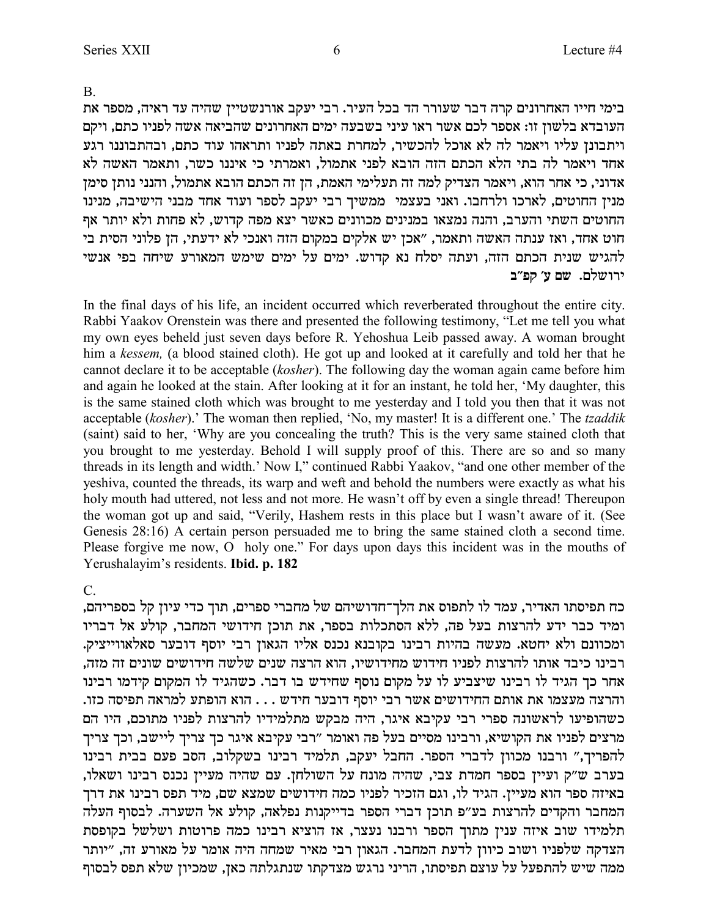B.

בימי חייו האחרונים קרה דבר שעורר הד בכל העיר. רבי יעקב אורנשטיין שהיה עד ראיה, מספר את העובדא בלשון זו: אספר לכם אשר ראו עיני בשבעה ימים האחרונים שהביאה אשה לפניו כתם, ויקם ויתבונן עליו ויאמר לה לא אוכל להכשיר, למחרת באתה לפניו ותראהו עוד כתם, ובהתבוננו רגע אחד ויאמר לה בתי הלא הכתם הזה הובא לפני אתמול, ואמרתי כי איננו כשר, ותאמר האשה לא אדוני, כי אחר הוא, ויאמר הצדיק למה זה תעלימי האמת, הן זה הכתם הובא אתמול, והנני נותן סימן מנין החוטים, לארכו ולרחבו. ואני בעצמי ממשיך רבי יעקב לספר ועוד אחד מבני הישיבה, מנינו החוטים השתי והערב, והנה נמצאו במנינים מכוונים כאשר יצא מפה קדוש, לא פחות ולא יותר אף חוט אחד, ואז ענתה האשה ותאמר, "אכן יש אלקים במקום הזה ואנכי לא ידעתי, הן פלוני הסית בי להגיש שנית הכתם הזה, ועתה יסלח נא קדוש. ימים על ימים שימש המאורע שיחה בפי אנשי ירושלם. **שם ע' קפ"ב**

In the final days of his life, an incident occurred which reverberated throughout the entire city. Rabbi Yaakov Orenstein was there and presented the following testimony, "Let me tell you what my own eyes beheld just seven days before R. Yehoshua Leib passed away. A woman brought him a *kessem,* (a blood stained cloth). He got up and looked at it carefully and told her that he cannot declare it to be acceptable (*kosher*). The following day the woman again came before him and again he looked at the stain. After looking at it for an instant, he told her, 'My daughter, this is the same stained cloth which was brought to me yesterday and I told you then that it was not acceptable (*kosher*).' The woman then replied, 'No, my master! It is a different one.' The *tzaddik* (saint) said to her, 'Why are you concealing the truth? This is the very same stained cloth that you brought to me yesterday. Behold I will supply proof of this. There are so and so many threads in its length and width.' Now I," continued Rabbi Yaakov, "and one other member of the yeshiva, counted the threads, its warp and weft and behold the numbers were exactly as what his holy mouth had uttered, not less and not more. He wasn't off by even a single thread! Thereupon the woman got up and said, "Verily, Hashem rests in this place but I wasn't aware of it. (See Genesis 28:16) A certain person persuaded me to bring the same stained cloth a second time. Please forgive me now, O holy one." For days upon days this incident was in the mouths of Yerushalayim's residents. **Ibid. p. 182**

C.

כח תפיסתו האדיר, עמד לו לתפוס את הלך־חדושיהם של מחברי ספרים, תוך כדי עיון קל בספריהם, ומיד כבר ידע להרצות בעל פה, ללא הסתכלות בספר, את תוכן חידושי המחבר, קולע אל דבריו ומכוונם ולא יחטא. מעשה בהיות רבינו בקובנא נכנס אליו הגאון רבי יוסף דובער סאלאווייציק. רבינו כיבד אותו להרצות לפניו חידוש מחידושיו, הוא הרצה שנים שלשה חידושים שונים זה מזה, אחר כך הגיד לו רבינו שיצביע לו על מקום נוסף שחידש בו דבר. כשהגיד לו המקום קידמו רבינו והרצה מעצמו את אותם החידושים אשר רבי יוסף דובער חידש . . . הוא הופתע למראה תפיסה כזו. כשהופיעו לראשונה ספרי רבי עקיבא איגר, היה מבקש מתלמידיו להרצות לפניו מתוכם, היו הם מרצים לפניו את הקושיא, ורבינו מסיים בעל פה ואומר "רבי עקיבא איגר כך צריך ליישב, וכך צריך להפריך," ורבנו מכוון לדברי הספר. החבל יעקב, תלמיד רבינו בשקלוב, הסב פעם בבית רבינו בערב ש"ק ועיין בספר חמדת צבי, שהיה מונח על השולחן. עם שהיה מעיין נכנס רבינו ושאלו, באיזה ספר הוא מעיין. הגיד לו, וגם הזכיר לפניו כמה חידושים שמצא שם, מיד תפס רבינו את דרך המחבר והקדים להרצות בע"פ תוכן דברי הספר בדייקנות נפלאה, קולע אל השערה. לבסוף העלה תלמידו שוב איזה ענין מתוך הספר ורבנו נעצר, אז הוציא רבינו כמה פרוטות ושלשל בקופסת הצדקה שלפניו ושוב כיוון לדעת המחבר. הגאון רבי מאיר שמחה היה אומר על מאורע זה, "יותר ממה שיש להתפעל על עוצם תפיסתו, הריני נרגש מצדקתו שנתגלתה כאן, שמכיון שלא תפס לבסוף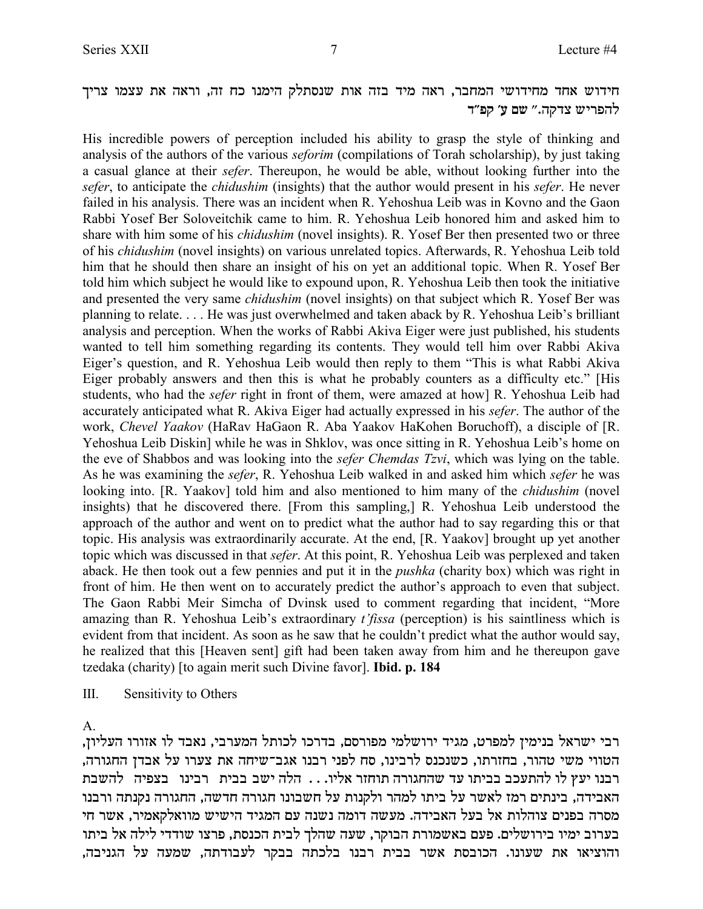חידוש אחד מחידושי המחבר, ראה מיד בזה אות שנסתלק הימנו כח זה, וראה את עצמו צריך להפריש צדקה." **שם ע' קפ"ד**

His incredible powers of perception included his ability to grasp the style of thinking and analysis of the authors of the various *seforim* (compilations of Torah scholarship), by just taking a casual glance at their *sefer*. Thereupon, he would be able, without looking further into the *sefer*, to anticipate the *chidushim* (insights) that the author would present in his *sefer*. He never failed in his analysis. There was an incident when R. Yehoshua Leib was in Kovno and the Gaon Rabbi Yosef Ber Soloveitchik came to him. R. Yehoshua Leib honored him and asked him to share with him some of his *chidushim* (novel insights). R. Yosef Ber then presented two or three of his *chidushim* (novel insights) on various unrelated topics. Afterwards, R. Yehoshua Leib told him that he should then share an insight of his on yet an additional topic. When R. Yosef Ber told him which subject he would like to expound upon, R. Yehoshua Leib then took the initiative and presented the very same *chidushim* (novel insights) on that subject which R. Yosef Ber was planning to relate. . . . He was just overwhelmed and taken aback by R. Yehoshua Leib's brilliant analysis and perception. When the works of Rabbi Akiva Eiger were just published, his students wanted to tell him something regarding its contents. They would tell him over Rabbi Akiva Eiger's question, and R. Yehoshua Leib would then reply to them "This is what Rabbi Akiva Eiger probably answers and then this is what he probably counters as a difficulty etc." [His students, who had the *sefer* right in front of them, were amazed at how] R. Yehoshua Leib had accurately anticipated what R. Akiva Eiger had actually expressed in his *sefer*. The author of the work, *Chevel Yaakov* (HaRav HaGaon R. Aba Yaakov HaKohen Boruchoff), a disciple of [R. Yehoshua Leib Diskin] while he was in Shklov, was once sitting in R. Yehoshua Leib's home on the eve of Shabbos and was looking into the *sefer Chemdas Tzvi*, which was lying on the table. As he was examining the *sefer*, R. Yehoshua Leib walked in and asked him which *sefer* he was looking into. [R. Yaakov] told him and also mentioned to him many of the *chidushim* (novel insights) that he discovered there. [From this sampling,] R. Yehoshua Leib understood the approach of the author and went on to predict what the author had to say regarding this or that topic. His analysis was extraordinarily accurate. At the end, [R. Yaakov] brought up yet another topic which was discussed in that *sefer*. At this point, R. Yehoshua Leib was perplexed and taken aback. He then took out a few pennies and put it in the *pushka* (charity box) which was right in front of him. He then went on to accurately predict the author's approach to even that subject. The Gaon Rabbi Meir Simcha of Dvinsk used to comment regarding that incident, "More amazing than R. Yehoshua Leib's extraordinary *t'fissa* (perception) is his saintliness which is evident from that incident. As soon as he saw that he couldn't predict what the author would say, he realized that this [Heaven sent] gift had been taken away from him and he thereupon gave tzedaka (charity) [to again merit such Divine favor]. **Ibid. p. 184**

III. Sensitivity to Others

A.

רבי ישראל בנימין למפרט, מגיד ירושלמי מפורסם, בדרכו לכותל המערבי, נאבד לו אזורו העליון, הטווי משי טהור, בחזרתו, כשנכנס לרבינו, סח לפני רבנו אגב־שיחה את צערו על אבדן החגורה, רבנו יעץ לו להתעכב בביתו עד שהחגורה תוחזר אליו. . . הלה ישב בבית רבינו בצפיה להשבת האבידה, בינתים רמז לאשר על ביתו למהר ולקנות על חשבונו חגורה חדשה, החגורה נקנתה ורבנו מסרה בפנים צוהלות אל בעל האבידה. מעשה דומה נשנה עם המגיד הישיש מוואלקאמיר, אשר חי בערוב ימיו בירושלים. פעם באשמורת הבוקר, שעה שהלך לבית הכנסת, פרצו שודדי לילה אל ביתו והוציאו את שעונו. הכובסת אשר בבית רבנו בלכתה בבקר לעבודתה, שמעה על הגניבה,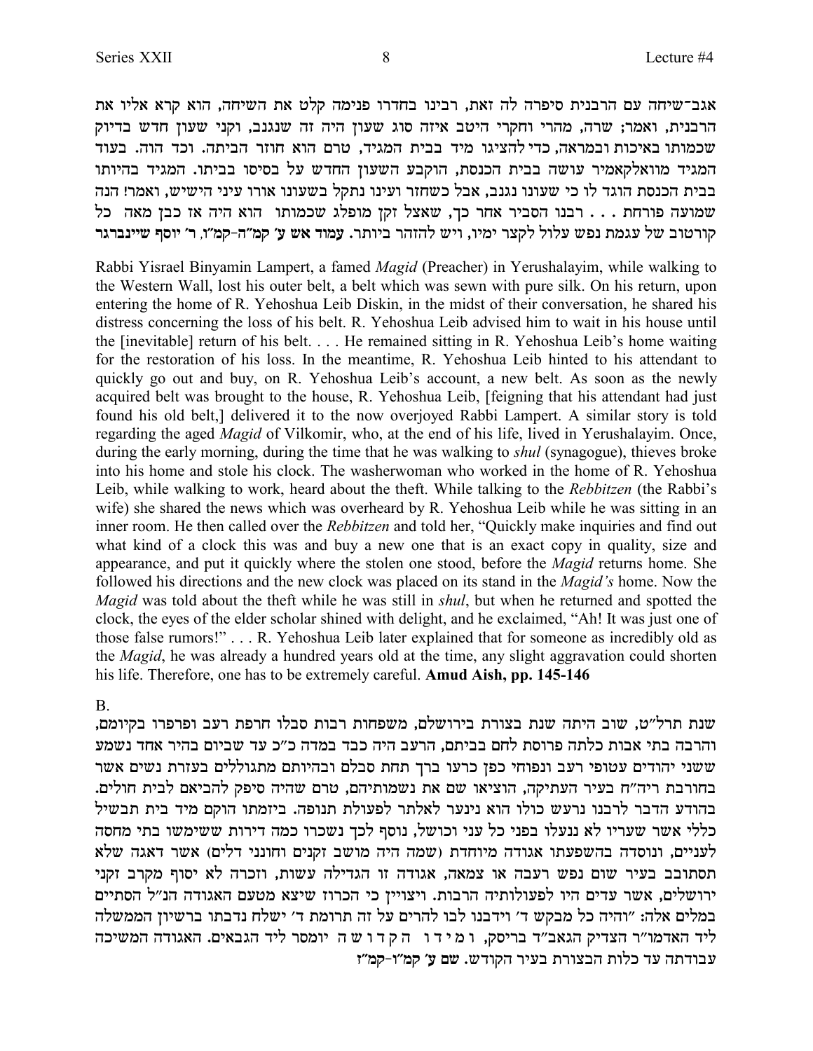אגב־שיחה עם הרבנית סיפרה לה זאת, רבינו בחדרו פנימה קלט את השיחה, הוא קרא אליו את הרבנית, ואמר; שרה, מהרי וחקרי היטב איזה סוג שעון היה זה שנגנב, וקני שעון חדש בדיוק שכמותו באיכות ובמראה, כדי להציגו מיד בבית המגיד, טרם הוא חוזר הביתה. וכך הוה. בעוד המגיד מוואלקאמיר עושה בבית הכנסת, הוקבע השעון החדש על בסיסו בביתו. המגיד בהיותו בבית הכנסת הוגד לו כי שעונו נגנב, אבל כשחזר ועינו נתקל בשעונו אורו עיני הישיש, ואמר! הנה שמועה פורחת . . . רבנו הסביר אחר כך, שאצל זקן מופלג שכמותו הוא היה אז כבן מאה כל קורטוב של עגמת נפש עלול לקצר ימיו, ויש להזהר ביותר. **עמוד אש ע' קמ"ה-קמ"ו**, ר' יוסף שיינברגר

Rabbi Yisrael Binyamin Lampert, a famed *Magid* (Preacher) in Yerushalayim, while walking to the Western Wall, lost his outer belt, a belt which was sewn with pure silk. On his return, upon entering the home of R. Yehoshua Leib Diskin, in the midst of their conversation, he shared his distress concerning the loss of his belt. R. Yehoshua Leib advised him to wait in his house until the [inevitable] return of his belt. . . . He remained sitting in R. Yehoshua Leib's home waiting for the restoration of his loss. In the meantime, R. Yehoshua Leib hinted to his attendant to quickly go out and buy, on R. Yehoshua Leib's account, a new belt. As soon as the newly acquired belt was brought to the house, R. Yehoshua Leib, [feigning that his attendant had just found his old belt,] delivered it to the now overjoyed Rabbi Lampert. A similar story is told regarding the aged *Magid* of Vilkomir, who, at the end of his life, lived in Yerushalayim. Once, during the early morning, during the time that he was walking to *shul* (synagogue), thieves broke into his home and stole his clock. The washerwoman who worked in the home of R. Yehoshua Leib, while walking to work, heard about the theft. While talking to the *Rebbitzen* (the Rabbi's wife) she shared the news which was overheard by R. Yehoshua Leib while he was sitting in an inner room. He then called over the *Rebbitzen* and told her, "Quickly make inquiries and find out what kind of a clock this was and buy a new one that is an exact copy in quality, size and appearance, and put it quickly where the stolen one stood, before the *Magid* returns home. She followed his directions and the new clock was placed on its stand in the *Magid's* home. Now the *Magid* was told about the theft while he was still in *shul*, but when he returned and spotted the clock, the eyes of the elder scholar shined with delight, and he exclaimed, "Ah! It was just one of those false rumors!" . . . R. Yehoshua Leib later explained that for someone as incredibly old as the *Magid*, he was already a hundred years old at the time, any slight aggravation could shorten his life. Therefore, one has to be extremely careful. **Amud Aish, pp. 145-146**

B.

שנת תרל"ט, שוב היתה שנת בצורת בירושלם, משפחות רבות סבלו חרפת רעב ופרפרו בקיומם, והרבה בתי אבות כלתה פרוסת לחם בביתם, הרעב היה כבד במדה כ"כ עד שביום בהיר אחד נשמע ששני יהודים עטופי רעב ונפוחי כפן כרעו ברך תחת סבלם ובהיותם מתגוללים בעזרת נשים אשר בחורבת ריה"ח בעיר העתיקה, הוציאו שם את נשמותיהם, טרם שהיה סיפק להביאם לבית חולים. בהודע הדבר לרבנו נרעש כולו הוא נינער לאלתר לפעולת תנופה. ביזמתו הוקם מיד בית תבשיל כללי אשר שעריו לא ננעלו בפני כל עני וכושל, נוסף לכך נשכרו כמה דירות ששימשו בתי מחסה לעניים, ונוסדה בהשפעתו אגודה מיוחדת (שמה היה מושב זקנים וחונני דלים) אשר דאגה שלא תסתובב בעיר שום נפש רעבה או צמאה, אגודה זו הגדילה עשות, וזכרה לא יסוף מקרב זקני ירושלים, אשר עדים היו לפעולותיה הרבות. ויצויין כי הכרוז שיצא מטעם האגודה הנ"ל הסתיים במלים אלה: "והיה כל מבקש ד' וידבנו לבו להרים על זה תרומת ד' ישלח נדבתו ברשיון הממשלה ליד האדמו"ר הצדיק הגאב"ד בריסק, ו מ י ד ו  ה ק ד ו ש ה יומסר ליד הגבאים. האגודה המשיכה עבודתה עד כלות הבצורת בעיר הקודש. **שם ע' קמ"ו-קמ"ז**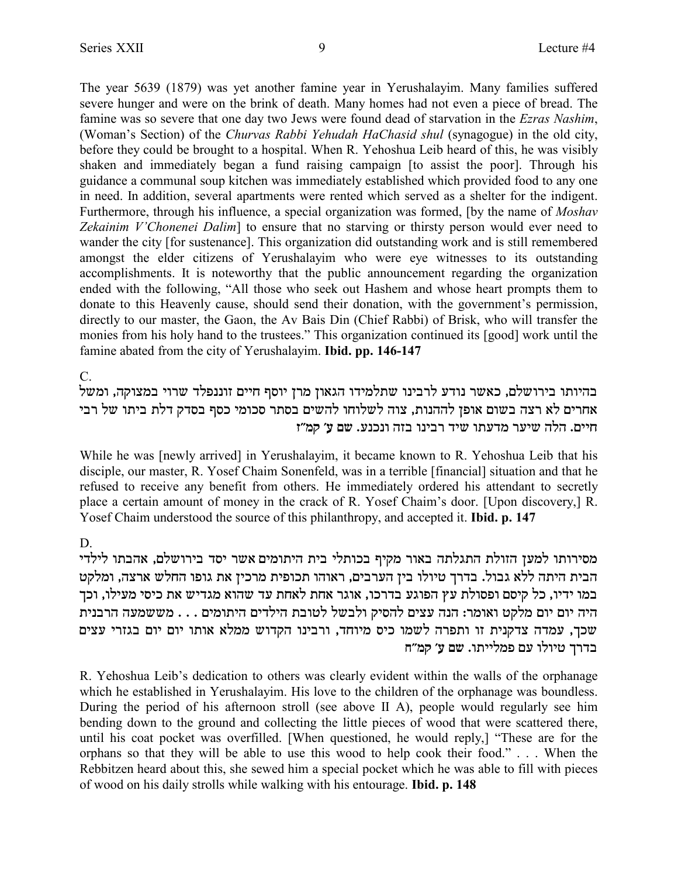The year 5639 (1879) was yet another famine year in Yerushalayim. Many families suffered severe hunger and were on the brink of death. Many homes had not even a piece of bread. The famine was so severe that one day two Jews were found dead of starvation in the *Ezras Nashim*, (Woman's Section) of the *Churvas Rabbi Yehudah HaChasid shul* (synagogue) in the old city, before they could be brought to a hospital. When R. Yehoshua Leib heard of this, he was visibly shaken and immediately began a fund raising campaign [to assist the poor]. Through his guidance a communal soup kitchen was immediately established which provided food to any one in need. In addition, several apartments were rented which served as a shelter for the indigent. Furthermore, through his influence, a special organization was formed, [by the name of *Moshav Zekainim V'Chonenei Dalim*] to ensure that no starving or thirsty person would ever need to wander the city [for sustenance]. This organization did outstanding work and is still remembered amongst the elder citizens of Yerushalayim who were eye witnesses to its outstanding accomplishments. It is noteworthy that the public announcement regarding the organization ended with the following, "All those who seek out Hashem and whose heart prompts them to donate to this Heavenly cause, should send their donation, with the government's permission, directly to our master, the Gaon, the Av Bais Din (Chief Rabbi) of Brisk, who will transfer the monies from his holy hand to the trustees." This organization continued its [good] work until the famine abated from the city of Yerushalayim. **Ibid. pp. 146-147**

C.

בהיותו בירושלם, כאשר נודע לרבינו שתלמידו הגאון מרן יוסף חיים זוננפלד שרוי במצוקה, ומשל אחרים לא רצה בשום אופן להנות, צוה לשלוחו להשים בסתר סכומי כסף בסדק דלת ביתו של רבי חיים. הלה שיער מדעתו שיד רבינו בזה ונכנע. **שם ע' קמ"ז**

While he was [newly arrived] in Yerushalayim, it became known to R. Yehoshua Leib that his disciple, our master, R. Yosef Chaim Sonenfeld, was in a terrible [financial] situation and that he refused to receive any benefit from others. He immediately ordered his attendant to secretly place a certain amount of money in the crack of R. Yosef Chaim's door. [Upon discovery,] R. Yosef Chaim understood the source of this philanthropy, and accepted it. **Ibid. p. 147**

D.

מסירותו למען הזולת התגלתה באור מקיף בכותלי בית היתומים אשר יסד בירושלם, אהבתו לילדי הבית היתה ללא גבול. בדרך טיולו בין הערבים, ראוהו תכופית מרכין את גופו החלש ארצה, ומלקט במו ידיו, כל קיסם ופסולת עץ הפוגע בדרכו, אוגר אחת לאחת עד שהוא מגדיש את כיסי מעילו, וכך היה יום יום מלקט ואומר: הנה עצים להסיק ולבשל לטובת הילדים היתומים . . . משמעה הרבנית שכך, עמדה צדקנית זו ותפרה לשמו כיס מיוחד, ורבינו הקדוש ממלא אותו יום יום בגזרי עצים בדרך טיולו עם פמלייתו. **שם ע' קמ"ח**

R. Yehoshua Leib's dedication to others was clearly evident within the walls of the orphanage which he established in Yerushalayim. His love to the children of the orphanage was boundless. During the period of his afternoon stroll (see above II A), people would regularly see him bending down to the ground and collecting the little pieces of wood that were scattered there, until his coat pocket was overfilled. [When questioned, he would reply,] "These are for the orphans so that they will be able to use this wood to help cook their food." . . . When the Rebbitzen heard about this, she sewed him a special pocket which he was able to fill with pieces of wood on his daily strolls while walking with his entourage. **Ibid. p. 148**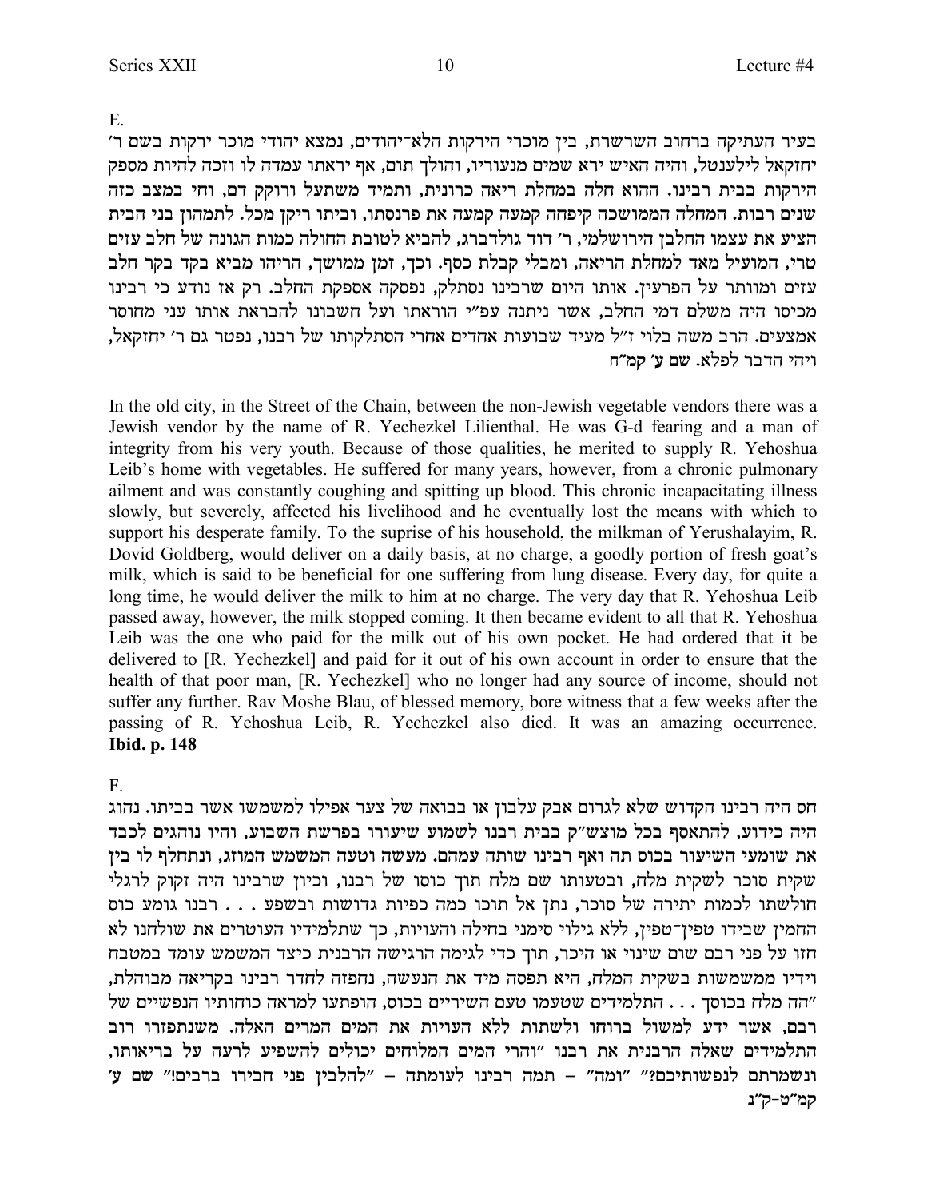E.

בעיר העתיקה ברחוב השרשרת, בין מוכרי הירקות הלא־יהודים, נמצא יהודי מוכר ירקות בשם ר' יחזקאל לילענטל, והיה האיש ירא שמים מנעוריו, והולך תום, אף יראתו עמדה לו וזכה להיות מספק הירקות בבית רבינו. ההוא חלה במחלת ריאה כרונית, ותמיד משתעל ורוקק דם, וחי במצב כזה שנים רבות. המחלה הממושכה קיפחה קמעה קמעה את פרנסתו, וביתו ריקן מכל. לתמהון בני הבית הציע את עצמו החלבן הירושלמי, ר' דוד גולדברג, להביא לטובת החולה כמות הגונה של חלב עזים טרי, המועיל מאד למחלת הריאה, ומבלי קבלת כסף. וכך, זמן ממושך, הריהו מביא בקד בקר חלב עזים ומוותר על הפרעין. אותו היום שרבינו נסתלק, נפסקה אספקת החלב. רק אז נודע כי רבינו מכיסו היה משלם דמי החלב, אשר ניתנה עפ"י הוראתו ועל חשבונו להבראת אותו עני מחוסר אמצעים. הרב משה בלוי ז"ל מעיד שבועות אחדים אחרי הסתלקותו של רבנו, נפטר גם ר' יחזקאל, ויהי הדבר לפלא. שם ע' קמ"ח

In the old city, in the Street of the Chain, between the non-Jewish vegetable vendors there was a Jewish vendor by the name of R. Yechezkel Lilienthal. He was G-d fearing and a man of integrity from his very youth. Because of those qualities, he merited to supply R. Yehoshua Leib's home with vegetables. He suffered for many years, however, from a chronic pulmonary ailment and was constantly coughing and spitting up blood. This chronic incapacitating illness slowly, but severely, affected his livelihood and he eventually lost the means with which to support his desperate family. To the suprise of his household, the milkman of Yerushalayim, R. Dovid Goldberg, would deliver on a daily basis, at no charge, a goodly portion of fresh goat's milk, which is said to be beneficial for one suffering from lung disease. Every day, for quite a long time, he would deliver the milk to him at no charge. The very day that R. Yehoshua Leib passed away, however, the milk stopped coming. It then became evident to all that R. Yehoshua Leib was the one who paid for the milk out of his own pocket. He had ordered that it be delivered to [R. Yechezkel] and paid for it out of his own account in order to ensure that the health of that poor man, [R. Yechezkel] who no longer had any source of income, should not suffer any further. Rav Moshe Blau, of blessed memory, bore witness that a few weeks after the passing of R. Yehoshua Leib, R. Yechezkel also died. It was an amazing occurrence. **Ibid. p. 148**

F.

חס היה רבינו הקדוש שלא לגרום אבק עלבון או בבואה של צער אפילו למשמשו אשר בביתו. נהוג היה כידוע, להתאסף בכל מוצש"ק בבית רבנו לשמוע שיעורו בפרשת השבוע, והיו נוהגים לכבד את שומעי השיעור בכוס תה ואף רבינו שותה עמהם. מעשה וטעה המשמש המוזג, ונתחלף לו בין שקית סוכר לשקית מלח, ובטעותו שם מלח תוך כוסו של רבנו, וכיון שרבינו היה זקוק לרגלי חולשתו לכמות יתירה של סוכר, נתן אל תוכו כמה כפיות גדושות ובשפע . . . רבנו גומע כוס החמין שבידו טפין־טפין, ללא גילוי סימני בחילה והעויות, כך שתלמידיו העוטרים את שולחנו לא חזו על פני רבם שום שינוי או היכר, תוך כדי לגימה הרגישה הרבנית כיצד המשמש עומד במטבח וידיו ממשמשות בשקית המלח, היא תפסה מיד את הנעשה, נחפזה לחדר רבינו בקריאה מבוהלת, "הה מלח בכוסך . . . התלמידים שטעמו טעם השיריים בכוס, הופתעו למראה כוחותיו הנפשיים של רבם, אשר ידע למשול ברוחו ולשתות ללא העויות את המים המרים האלה. משנתפזרו רוב התלמידים שאלה הרבנית את רבנו "והרי המים המלוחים יכולים להשפיע לרעה על בריאותו, ונשמרתם לנפשותיכם?" "ומה" – תמה רבינו לעומתה – "להלבין פני חבירו ברבים!" שם ע' קמ"ט-ק"נ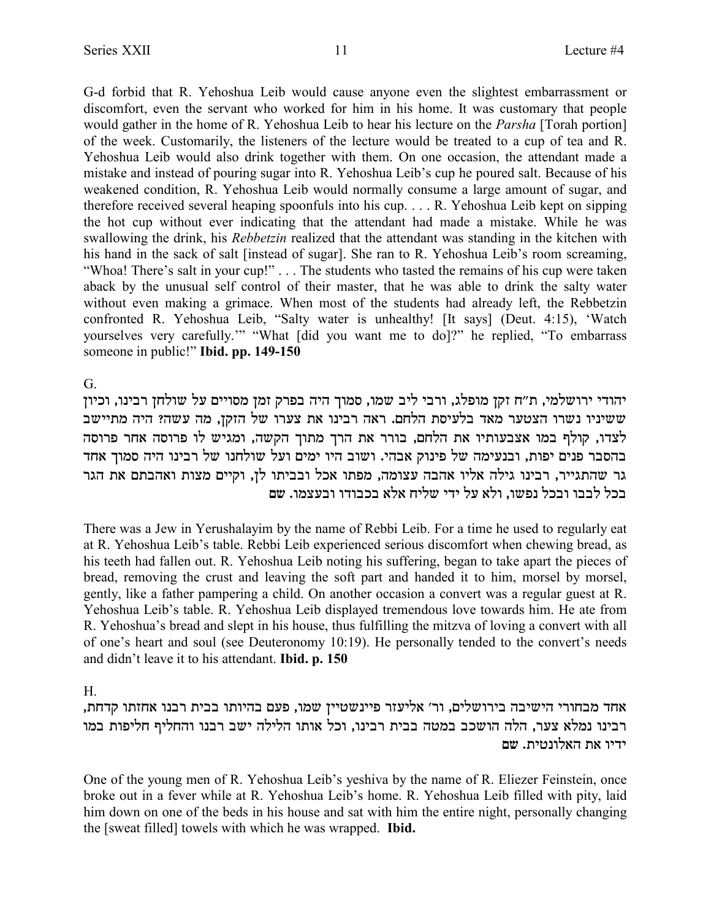G-d forbid that R. Yehoshua Leib would cause anyone even the slightest embarrassment or discomfort, even the servant who worked for him in his home. It was customary that people would gather in the home of R. Yehoshua Leib to hear his lecture on the *Parsha* [Torah portion] of the week. Customarily, the listeners of the lecture would be treated to a cup of tea and R. Yehoshua Leib would also drink together with them. On one occasion, the attendant made a mistake and instead of pouring sugar into R. Yehoshua Leib's cup he poured salt. Because of his weakened condition, R. Yehoshua Leib would normally consume a large amount of sugar, and therefore received several heaping spoonfuls into his cup. . . . R. Yehoshua Leib kept on sipping the hot cup without ever indicating that the attendant had made a mistake. While he was swallowing the drink, his *Rebbetzin* realized that the attendant was standing in the kitchen with his hand in the sack of salt [instead of sugar]. She ran to R. Yehoshua Leib's room screaming, "Whoa! There's salt in your cup!" . . . The students who tasted the remains of his cup were taken aback by the unusual self control of their master, that he was able to drink the salty water without even making a grimace. When most of the students had already left, the Rebbetzin confronted R. Yehoshua Leib, "Salty water is unhealthy! [It says] (Deut. 4:15), 'Watch yourselves very carefully.'" "What [did you want me to do]?" he replied, "To embarrass someone in public!" **Ibid. pp. 149-150**

G.

יהודי ירושלמי, ת"ח זקן מופלג, ורבי ליב שמו, סמוך היה בפרק זמן מסויים על שולחן רבינו, וכיון ששיניו נשרו הצטער מאד בלעיסת הלחם. ראה רבינו את צערו של הזקן, מה עשה? היה מתיישב לצדו, קולף במו אצבעותיו את הלחם, בורר את הרך מתוך הקשה, ומגיש לו פרוסה אחר פרוסה בהסבר פנים יפות, ובנעימה של פינוק אבהי. ושוב היו ימים ועל שולחנו של רבינו היה סמוך אחד גר שהתגייר, רבינו גילה אליו אהבה עצומה, מפתו אכל ובביתו לן, וקיים מצות ואהבתם את הגר בכל לבבו ובכל נפשו, ולא על ידי שליח אלא בכבודו ובעצמו. שם

There was a Jew in Yerushalayim by the name of Rebbi Leib. For a time he used to regularly eat at R. Yehoshua Leib's table. Rebbi Leib experienced serious discomfort when chewing bread, as his teeth had fallen out. R. Yehoshua Leib noting his suffering, began to take apart the pieces of bread, removing the crust and leaving the soft part and handed it to him, morsel by morsel, gently, like a father pampering a child. On another occasion a convert was a regular guest at R. Yehoshua Leib's table. R. Yehoshua Leib displayed tremendous love towards him. He ate from R. Yehoshua's bread and slept in his house, thus fulfilling the mitzva of loving a convert with all of one's heart and soul (see Deuteronomy 10:19). He personally tended to the convert's needs and didn't leave it to his attendant. **Ibid. p. 150**

H.

אחד מבחורי הישיבה בירושלים, ור' אליעזר פיינשטיין שמו, פעם בהיותו בבית רבנו אחזתו קדחת, רבינו נמלא צער, הלה הושכב במטה בבית רבינו, וכל אותו הלילה ישב רבנו והחליף חליפות במו ידיו את האלונטית. שם

One of the young men of R. Yehoshua Leib's yeshiva by the name of R. Eliezer Feinstein, once broke out in a fever while at R. Yehoshua Leib's home. R. Yehoshua Leib filled with pity, laid him down on one of the beds in his house and sat with him the entire night, personally changing the [sweat filled] towels with which he was wrapped. **Ibid.**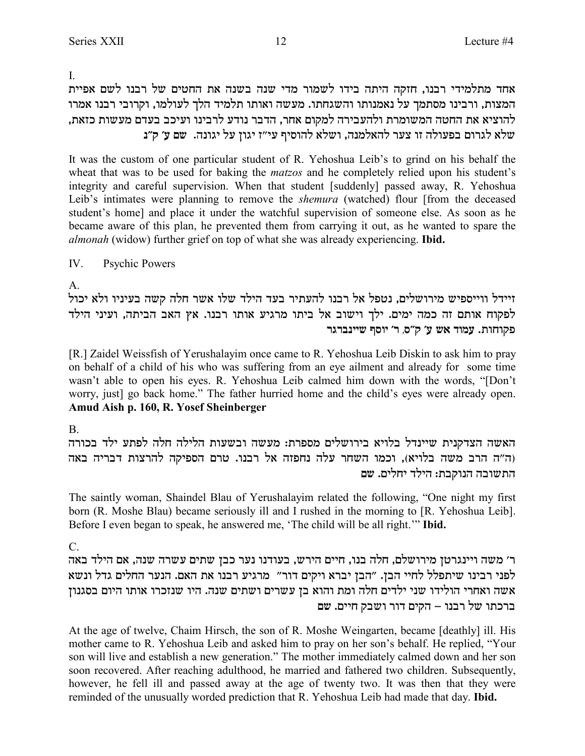I.

אחד מתלמידי רבנו, חזקה היתה בידו לשמור מדי שנה בשנה את החטים של רבנו לשם אפיית המצות, ורבינו מסתמך על נאמנותו והשגחתו. מעשה ואותו תלמיד הלך לעולמו, וקרובי רבנו אמרו להוציא את החטה המשומרת ולהעבירה למקום אחר, הדבר נודע לרבינו ועיכב בעדם מעשות כזאת, שלא לגרום בפעולה זו צער להאלמנה, ושלא להוסיף עי"ז יגון על יגונה. **שם ע' ק"נ**

It was the custom of one particular student of R. Yehoshua Leib's to grind on his behalf the wheat that was to be used for baking the *matzos* and he completely relied upon his student's integrity and careful supervision. When that student [suddenly] passed away, R. Yehoshua Leib's intimates were planning to remove the *shemura* (watched) flour [from the deceased student's home] and place it under the watchful supervision of someone else. As soon as he became aware of this plan, he prevented them from carrying it out, as he wanted to spare the *almonah* (widow) further grief on top of what she was already experiencing. **Ibid.**

IV. Psychic Powers

A.

זיידל ווייספיש מירושלים, נטפל אל רבנו להעתיר בעד הילד שלו אשר חלה קשה בעיניו ולא יכול לפקוח אותם זה כמה ימים. ילך וישוב אל ביתו מרגיע אותו רבנו. אץ האב הביתה, ועיני הילד פקוחות. **עמוד אש ע' ק"ס, ר' יוסף שיינברגר**

[R.] Zaidel Weissfish of Yerushalayim once came to R. Yehoshua Leib Diskin to ask him to pray on behalf of a child of his who was suffering from an eye ailment and already for some time wasn't able to open his eyes. R. Yehoshua Leib calmed him down with the words, "[Don't worry, just] go back home." The father hurried home and the child's eyes were already open. **Amud Aish p. 160, R. Yosef Sheinberger**

B.

האשה הצדקנית שיינדל בלויא בירושלים מספרת: מעשה ובשעות הלילה חלה לפתע ילד בכורה (ה"ה הרב משה בלויא), וכמו השחר עלה נחפזה אל רבנו. טרם הספיקה להרצות דבריה באה התשובה הנוקבת: הילד יחלים. **שם**

The saintly woman, Shaindel Blau of Yerushalayim related the following, "One night my first born (R. Moshe Blau) became seriously ill and I rushed in the morning to [R. Yehoshua Leib]. Before I even began to speak, he answered me, 'The child will be all right.'" **Ibid.**

C.

ר' משה ווינגרטן מירושלם, חלה בנו, חיים הירש, בעודנו נער כבן שתים עשרה שנה, אם הילד באה לפני רבינו שיתפלל לחיי הבן. "הבן יברא ויקים דור" מרגיע רבנו את האם. הנער החלים גדל ונשא אשה ואחרי הולידו שני ילדים חלה ומת והוא בן עשרים ושתים שנה. היו שנזכרו אותו היום בסגנון ברכתו של רבנו – הקים דור ושבק חיים. **שם**

At the age of twelve, Chaim Hirsch, the son of R. Moshe Weingarten, became [deathly] ill. His mother came to R. Yehoshua Leib and asked him to pray on her son's behalf. He replied, "Your son will live and establish a new generation." The mother immediately calmed down and her son soon recovered. After reaching adulthood, he married and fathered two children. Subsequently, however, he fell ill and passed away at the age of twenty two. It was then that they were reminded of the unusually worded prediction that R. Yehoshua Leib had made that day. **Ibid.**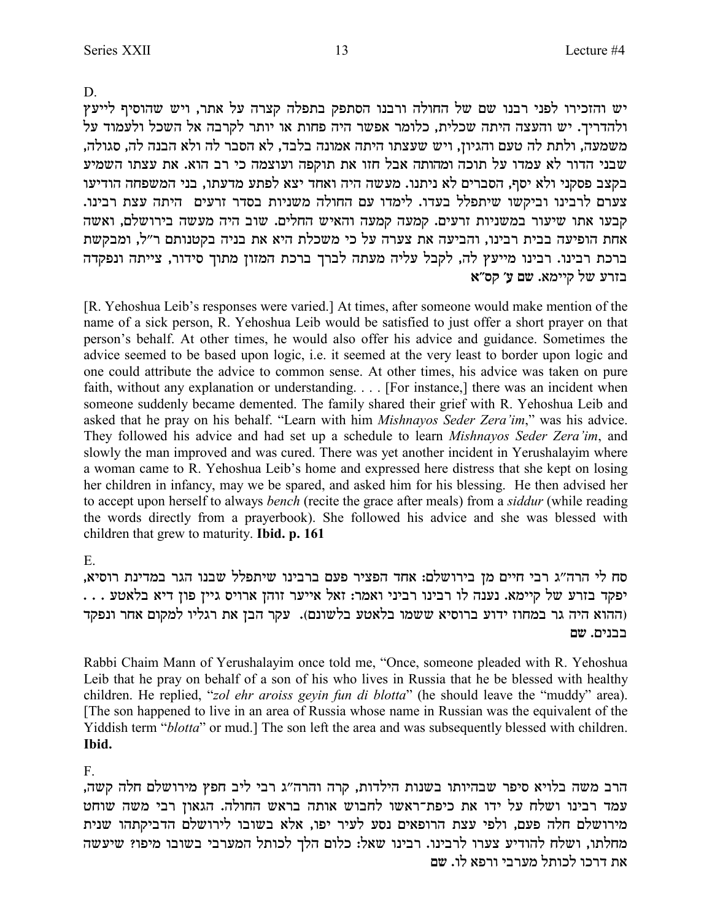D.

יש והזכירו לפני רבנו שם של החולה ורבנו הסתפק בתפלה קצרה על אתר, ויש שהוסיף לייעץ ולהדריך. יש והעצה היתה שכלית, כלומר אפשר היה פחות או יותר לקרבה אל השכל ולעמוד על משמעה, ולתת לה טעם והגיון, ויש שעצתו היתה אמונה בלבד, לא הסבר לה ולא הבנה לה, סגולה, שבני הדור לא עמדו על תוכה ומהותה אבל חזו את תוקפה ועוצמה כי רב הוא. את עצתו השמיע בקצב פסקני ולא יסף, הסברים לא ניתנו. מעשה היה ואחד יצא לפתע מדעתו, בני המשפחה הודיעו צערם לרבינו וביקשו שיתפלל בעדו. לימדו עם החולה משניות בסדר זרעים היתה עצת רבינו. קבעו אתו שיעור במשניות זרעים. קמעה קמעה והאיש החלים. שוב היה מעשה בירושלם, ואשה אחת הופיעה בבית רבינו, והביעה את צערה על כי משכלת היא את בניה בקטנותם ר"ל, ומבקשת ברכת רבינו. רבינו מייעץ לה, לקבל עליה מעתה לברך ברכת המזון מתוך סידור, צייתה ונפקדה בזרע של קיימא. **שם ע' קס"א**

[R. Yehoshua Leib's responses were varied.] At times, after someone would make mention of the name of a sick person, R. Yehoshua Leib would be satisfied to just offer a short prayer on that person's behalf. At other times, he would also offer his advice and guidance. Sometimes the advice seemed to be based upon logic, i.e. it seemed at the very least to border upon logic and one could attribute the advice to common sense. At other times, his advice was taken on pure faith, without any explanation or understanding. . . . [For instance,] there was an incident when someone suddenly became demented. The family shared their grief with R. Yehoshua Leib and asked that he pray on his behalf. "Learn with him *Mishnayos Seder Zera'im*," was his advice. They followed his advice and had set up a schedule to learn *Mishnayos Seder Zera'im*, and slowly the man improved and was cured. There was yet another incident in Yerushalayim where a woman came to R. Yehoshua Leib's home and expressed here distress that she kept on losing her children in infancy, may we be spared, and asked him for his blessing. He then advised her to accept upon herself to always *bench* (recite the grace after meals) from a *siddur* (while reading the words directly from a prayerbook). She followed his advice and she was blessed with children that grew to maturity. **Ibid. p. 161**

E.

סח לי הרה"ג רבי חיים מן מירושלם: אחד הפציר פעם ברבינו שיתפלל שבנו הגר במדינת רוסיא, יפקד בזרע של קיימא. נענה לו רבינו רביני ואמר: זאל אייער זוהן ארויס גיין פון דיא בלאטע . . . (ההוא היה גר במחוז ידוע ברוסיא ששמו בלאטע בלשונם). עקר הבן את רגליו למקום אחר ונפקד בבנים. **שם**

Rabbi Chaim Mann of Yerushalayim once told me, "Once, someone pleaded with R. Yehoshua Leib that he pray on behalf of a son of his who lives in Russia that he be blessed with healthy children. He replied, "*zol ehr aroiss geyin fun di blotta*" (he should leave the "muddy" area). [The son happened to live in an area of Russia whose name in Russian was the equivalent of the Yiddish term "*blotta*" or mud.] The son left the area and was subsequently blessed with children. **Ibid.**

F.

הרב משה בלויא סיפר שבהיותו בשנות הילדות, קרה והרה"ג רבי ליב חפץ מירושלם חלה קשה, עמד רבינו ושלח על ידו את כיפת־ראשו לחבוש אותה בראש החולה. הגאון רבי משה שוחט מירושלם חלה פעם, ולפי עצת הרופאים נסע לעיר יפו, אלא בשובו לירושלם הדביקתהו שנית מחלתו, ושלח להודיע צערו לרבינו. רבינו שאל: כלום הלך לכותל המערבי בשובו מיפו? שיעשה את דרכו לכותל מערבי ורפא לו. **שם**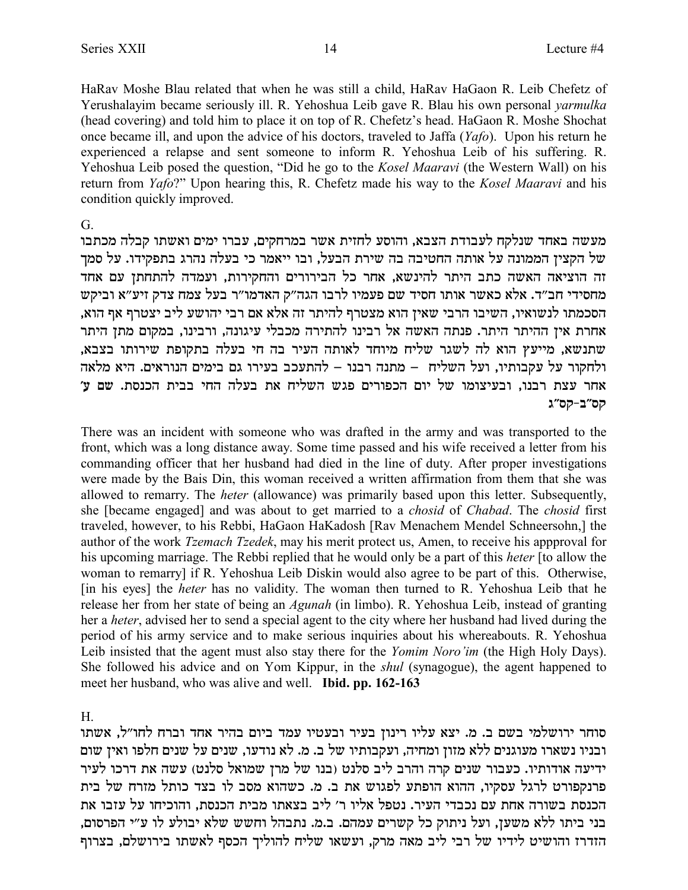HaRav Moshe Blau related that when he was still a child, HaRav HaGaon R. Leib Chefetz of Yerushalayim became seriously ill. R. Yehoshua Leib gave R. Blau his own personal *yarmulka* (head covering) and told him to place it on top of R. Chefetz's head. HaGaon R. Moshe Shochat once became ill, and upon the advice of his doctors, traveled to Jaffa (*Yafo*). Upon his return he experienced a relapse and sent someone to inform R. Yehoshua Leib of his suffering. R. Yehoshua Leib posed the question, "Did he go to the *Kosel Maaravi* (the Western Wall) on his return from *Yafo*?" Upon hearing this, R. Chefetz made his way to the *Kosel Maaravi* and his condition quickly improved.

G.

מעשה באחד שנלקח לעבודת הצבא, והוסע לחזית אשר במרחקים, עברו ימים ואשתו קבלה מכתבו של הקצין הממונה על אותה החטיבה בה שירת הבעל, ובו ייאמר כי בעלה נהרג בתפקידו. על סמך זה הוציאה האשה כתב היתר להינשא, אחר כל הבירורים והחקירות, ועמדה להתחתן עם אחד מחסידי חב"ד. אלא כאשר אותו חסיד שם פעמיו לרבו הגה"ק האדמו"ר בעל צמח צדק זיע"א וביקש הסכמתו לנשואיו, השיבו הרבי שאין הוא מצטרף להיתר זה אלא אם רבי יהושע ליב יצטרף אף הוא, אחרת אין ההיתר היתר. פנתה האשה אל רבינו להתירה מכבלי עיגונה, ורבינו, במקום מתן היתר שתנשא, מייעץ הוא לה לשגר שליח מיוחד לאותה העיר בה חי בעלה בתקופת שירותו בצבא, ולחקור על עקבותיו, ועל השליח – מתנה רבנו – להתעכב בעירו גם בימים הנוראים. היא מלאה אחר עצת רבנו, ובעיצומו של יום הכפורים פגש השליח את בעלה החי בבית הכנסת. שם ע' קס"ב-קס"ג

There was an incident with someone who was drafted in the army and was transported to the front, which was a long distance away. Some time passed and his wife received a letter from his commanding officer that her husband had died in the line of duty. After proper investigations were made by the Bais Din, this woman received a written affirmation from them that she was allowed to remarry. The *heter* (allowance) was primarily based upon this letter. Subsequently, she [became engaged] and was about to get married to a *chosid* of *Chabad*. The *chosid* first traveled, however, to his Rebbi, HaGaon HaKadosh [Rav Menachem Mendel Schneersohn,] the author of the work *Tzemach Tzedek*, may his merit protect us, Amen, to receive his appproval for his upcoming marriage. The Rebbi replied that he would only be a part of this *heter* [to allow the woman to remarry] if R. Yehoshua Leib Diskin would also agree to be part of this. Otherwise, [in his eyes] the *heter* has no validity. The woman then turned to R. Yehoshua Leib that he release her from her state of being an *Agunah* (in limbo). R. Yehoshua Leib, instead of granting her a *heter*, advised her to send a special agent to the city where her husband had lived during the period of his army service and to make serious inquiries about his whereabouts. R. Yehoshua Leib insisted that the agent must also stay there for the *Yomim Noro'im* (the High Holy Days). She followed his advice and on Yom Kippur, in the *shul* (synagogue), the agent happened to meet her husband, who was alive and well. **Ibid. pp. 162-163**

H.

סוחר ירושלמי בשם ב. מ. יצא עליו רינון בעיר ובעטיו עמד ביום בהיר אחד וברח לחו"ל, אשתו ובניו נשארו מעוגנים ללא מזון ומחיה, ועקבותיו של ב. מ. לא נודעו, שנים על שנים חלפו ואין שום ידיעה אודותיו. כעבור שנים קרה והרב ליב סלנט (בנו של מרן שמואל סלנט) עשה את דרכו לעיר פרנקפורט לרגל עסקיו, ההוא הופתע לפגוש את ב. מ. כשהוא מסב לו בצד כותל מזרח של בית הכנסת בשורה אחת עם נכבדי העיר. נטפל אליו ר' ליב בצאתו מבית הכנסת, והוכיחו על עזבו את בני ביתו ללא משען, ועל ניתוק כל קשרים עמהם. ב.מ. נתבהל וחשש שלא יבולע לו ע"י הפרסום, הזדרז והושיט לידיו של רבי ליב מאה מרק, ועשאו שליח להוליך הכסף לאשתו בירושלם, בצרוף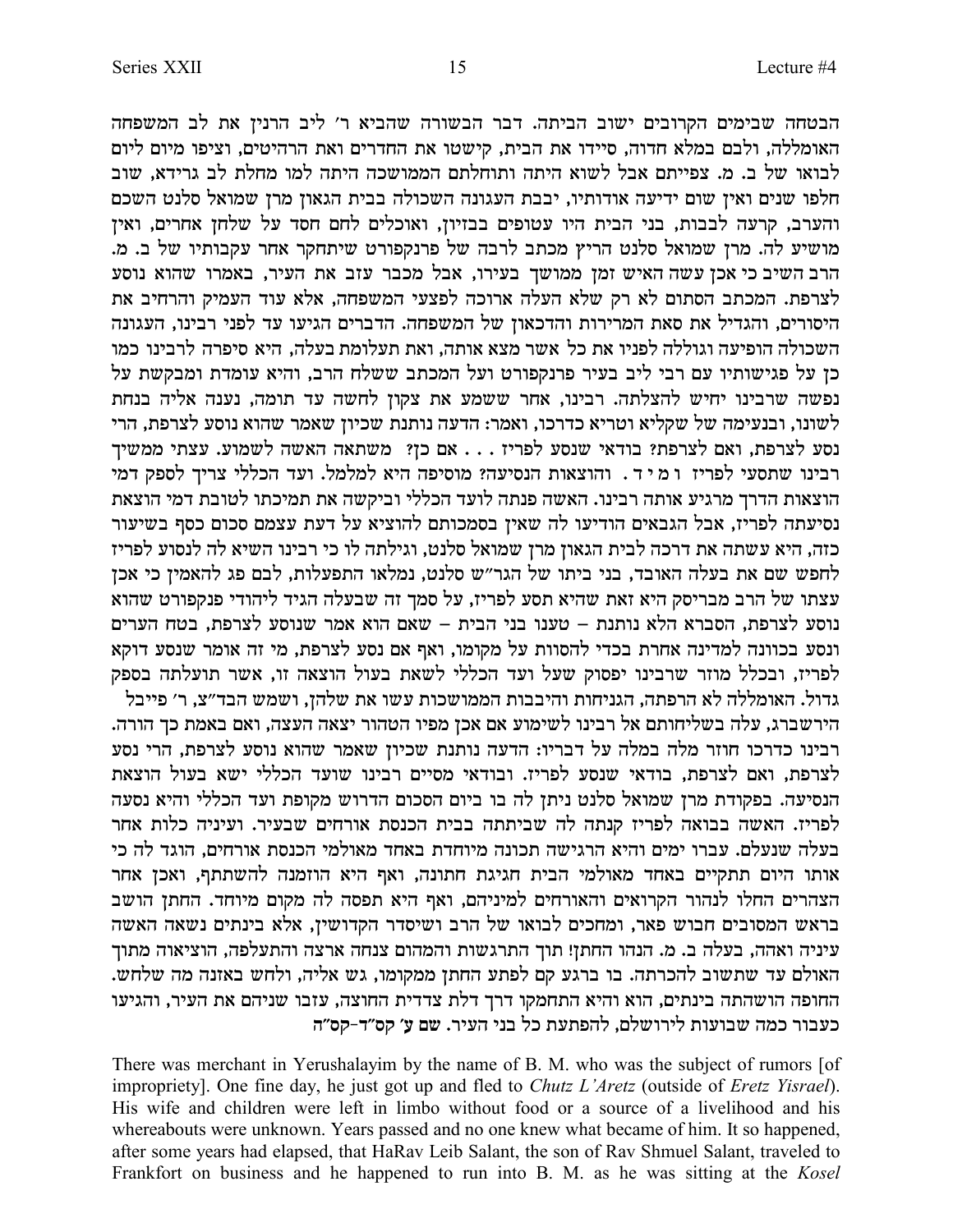הבטחה שבימים הקרובים ישוב הביתה. דבר הבשורה שהביא ר׳ ליב הרנין את לב המשפחה האומללה, ולבם במלא חדוה, סיידו את הבית, קישטו את החדרים ואת הרהיטים, וציפו מיום ליום לבואו של ב. מ. צפייתם אבל לשוא היתה ותוחלתם הממושכה היתה למו מחלת לב גרידא, שוב חלפו שנים ואין שום ידיעה אודותיו, יבבת העגונה השכולה בבית הגאון מרן שמואל סלנט השכם והערב, קרעה לבבות, בני הבית היו עטופים בבזיון, ואוכלים לחם חסד על שלחן אחרים, ואין מושיע לה. מרן שמואל סלנט הריץ מכתב לרבה של פרנקפורט שיתחקר אחר עקבותיו של ב. מ. הרב השיב כי אכן עשה האיש זמן ממושך בעירו, אבל מכבר עזב את העיר, באמרו שהוא נוסע לצרפת. המכתב הסתום לא רק שלא העלה ארוכה לפצעי המשפחה, אלא עוד העמיק והרחיב את היסורים, והגדיל את סאת המרירות והדכאון של המשפחה. הדברים הגיעו עד לפני רבינו, העגונה השכולה הופיעה וגוללה לפניו את כל אשר מצא אותה, ואת תעלומת בעלה, היא סיפרה לרבינו כמו כן על פגישותיו עם רבי ליב בעיר פרנקפורט ועל המכתב ששלח הרב, והיא עומדת ומבקשת על נפשה שרבינו יחיש להצלתה. רבינו, אחר ששמע את צקון לחשה עד תומה, נענה אליה בנחת לשונו, ובנעימה של שקליא וטריא כדרכו, ואמר: הדעה נותנת שכיון שאמר שהוא נוסע לצרפת, הרי נסע לצרפת, ואם לצרפת? בודאי שנסע לפריז . . . אם כן? משתאה האשה לשמוע. עצתי ממשיך רבינו שתסעי לפריז ו מ י ד . והוצאות הנסיעה? מוסיפה היא למלמל. ועד הכללי צריך לספק דמי הוצאות הדרך מרגיע אותה רבינו. האשה פנתה לועד הכללי וביקשה את תמיכתו לטובת דמי הוצאת נסיעתה לפריז, אבל הגבאים הודיעו לה שאין בסמכותם להוציא על דעת עצמם סכום כסף בשיעור כזה, היא עשתה את דרכה לבית הגאון מרן שמואל סלנט, וגילתה לו כי רבינו השיא לה לנסוע לפריז לחפש שם את בעלה האובד, בני ביתו של הגר״ש סלנט, נמלאו התפעלות, לבם פג להאמין כי אכן עצתו של הרב מבריסק היא זאת שהיא תסע לפריז, על סמך זה שבעלה הגיד ליהודי פנקפורט שהוא נוסע לצרפת, הסברא הלא נותנת – טענו בני הבית – שאם הוא אמר שנוסע לצרפת, בטח הערים ונסע בכוונה למדינה אחרת בכדי להסוות על מקומו, ואף אם נסע לצרפת, מי זה אומר שנסע דוקא לפריז, ובכלל מוזר שרבינו יפסוק שעל ועד הכללי לשאת בעול הוצאה זו, אשר תועלתה בספק גדול. האומללה לא הרפתה, הגניחות והיבבות הממושכות עשו את שלהן, ושמש הבד״צ, ר׳ פייבל הירשברג, עלה בשליחותם אל רבינו לשימוע אם אכן מפיו הטהור יצאה העצה, ואם באמת כך הורה. רבינו כדרכו חוזר מלה במלה על דבריו: הדעה נותנת שכיון שאמר שהוא נוסע לצרפת, הרי נסע לצרפת, ואם לצרפת, בודאי שנסע לפריז. ובודאי מסיים רבינו שועד הכללי ישא בעול הוצאת הנסיעה. בפקודת מרן שמואל סלנט ניתן לה בו ביום הסכום הדרוש מקופת ועד הכללי והיא נסעה לפריז. האשה בבואה לפריז קנתה לה שביתתה בבית הכנסת אורחים שבעיר. ועיניה כלות אחר בעלה שנעלם. עברו ימים והיא הרגישה תכונה מיוחדת באחד מאולמי הכנסת אורחים, הוגד לה כי אותו היום תתקיים באחד מאולמי הבית חגיגת חתונה, ואף היא הוזמנה להשתתף, ואכן אחר הצהרים החלו לנהור הקרואים והאורחים למיניהם, ואף היא תפסה לה מקום מיוחד. החתן הושב בראש המסובים חבוש פאר, ומחכים לבואו של הרב ושיסדר הקדושין, אלא בינתים נשאה האשה עיניה ואהה, בעלה ב. מ. הנהו החתן! תוך התרגשות והמהום צנחה ארצה והתעלפה, הוציאוה מתוך האולם עד שתשוב להכרתה. בו ברגע קם לפתע החתן ממקומו, גש אליה, ולחש באזנה מה שלחש. החופה הושהתה בינתים, הוא והיא התחמקו דרך דלת צדדית החוצה, עזבו שניהם את העיר, והגיעו כעבור כמה שבועות לירושלם, להפתעת כל בני העיר. **שם ע׳ קס״ד-קס״ה**

There was merchant in Yerushalayim by the name of B. M. who was the subject of rumors [of impropriety]. One fine day, he just got up and fled to *Chutz L'Aretz* (outside of *Eretz Yisrael*). His wife and children were left in limbo without food or a source of a livelihood and his whereabouts were unknown. Years passed and no one knew what became of him. It so happened, after some years had elapsed, that HaRav Leib Salant, the son of Rav Shmuel Salant, traveled to Frankfort on business and he happened to run into B. M. as he was sitting at the *Kosel*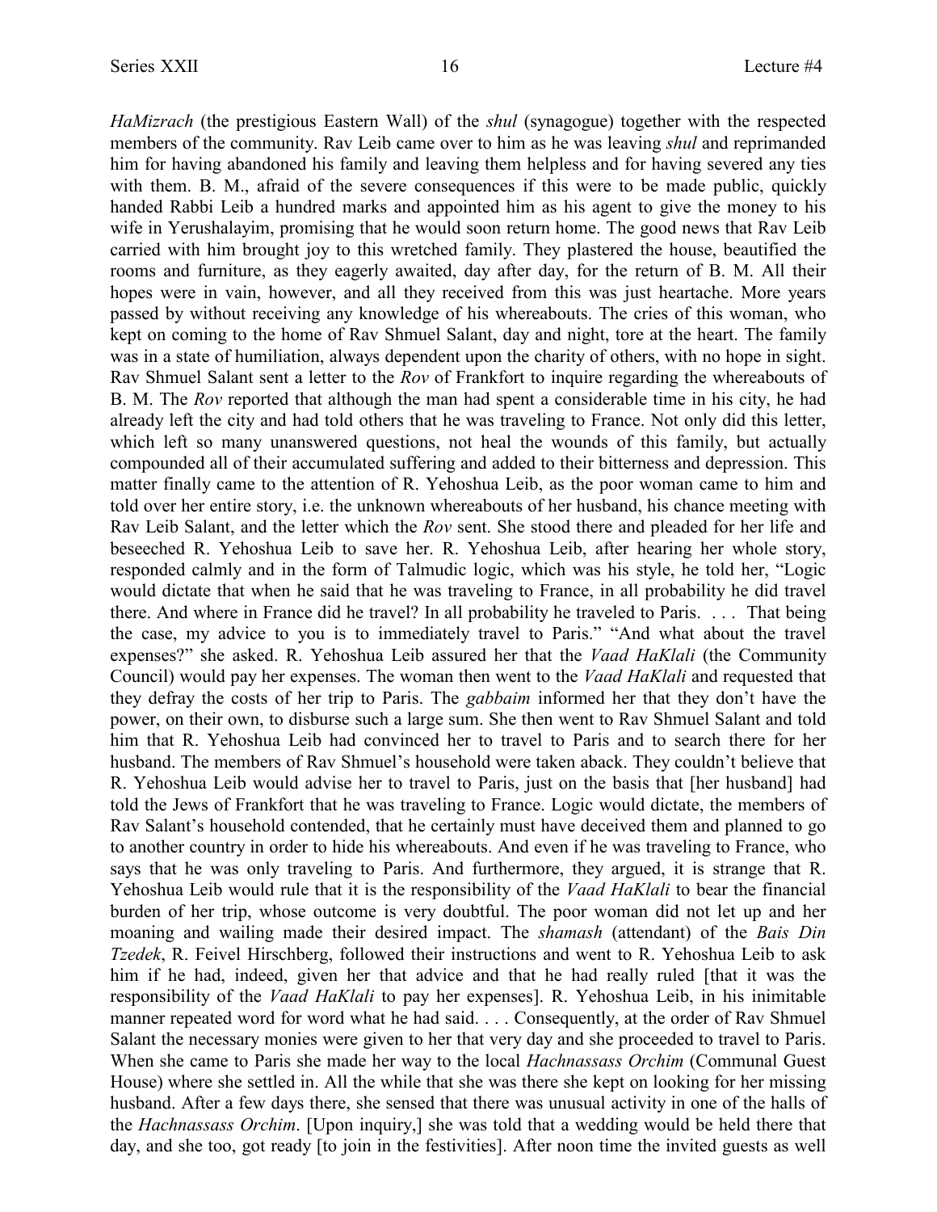*HaMizrach* (the prestigious Eastern Wall) of the *shul* (synagogue) together with the respected members of the community. Rav Leib came over to him as he was leaving *shul* and reprimanded him for having abandoned his family and leaving them helpless and for having severed any ties with them. B. M., afraid of the severe consequences if this were to be made public, quickly handed Rabbi Leib a hundred marks and appointed him as his agent to give the money to his wife in Yerushalayim, promising that he would soon return home. The good news that Rav Leib carried with him brought joy to this wretched family. They plastered the house, beautified the rooms and furniture, as they eagerly awaited, day after day, for the return of B. M. All their hopes were in vain, however, and all they received from this was just heartache. More years passed by without receiving any knowledge of his whereabouts. The cries of this woman, who kept on coming to the home of Rav Shmuel Salant, day and night, tore at the heart. The family was in a state of humiliation, always dependent upon the charity of others, with no hope in sight. Rav Shmuel Salant sent a letter to the *Rov* of Frankfort to inquire regarding the whereabouts of B. M. The *Rov* reported that although the man had spent a considerable time in his city, he had already left the city and had told others that he was traveling to France. Not only did this letter, which left so many unanswered questions, not heal the wounds of this family, but actually compounded all of their accumulated suffering and added to their bitterness and depression. This matter finally came to the attention of R. Yehoshua Leib, as the poor woman came to him and told over her entire story, i.e. the unknown whereabouts of her husband, his chance meeting with Rav Leib Salant, and the letter which the *Rov* sent. She stood there and pleaded for her life and beseeched R. Yehoshua Leib to save her. R. Yehoshua Leib, after hearing her whole story, responded calmly and in the form of Talmudic logic, which was his style, he told her, "Logic would dictate that when he said that he was traveling to France, in all probability he did travel there. And where in France did he travel? In all probability he traveled to Paris. . . . That being the case, my advice to you is to immediately travel to Paris." "And what about the travel expenses?" she asked. R. Yehoshua Leib assured her that the *Vaad HaKlali* (the Community Council) would pay her expenses. The woman then went to the *Vaad HaKlali* and requested that they defray the costs of her trip to Paris. The *gabbaim* informed her that they don't have the power, on their own, to disburse such a large sum. She then went to Rav Shmuel Salant and told him that R. Yehoshua Leib had convinced her to travel to Paris and to search there for her husband. The members of Rav Shmuel's household were taken aback. They couldn't believe that R. Yehoshua Leib would advise her to travel to Paris, just on the basis that [her husband] had told the Jews of Frankfort that he was traveling to France. Logic would dictate, the members of Rav Salant's household contended, that he certainly must have deceived them and planned to go to another country in order to hide his whereabouts. And even if he was traveling to France, who says that he was only traveling to Paris. And furthermore, they argued, it is strange that R. Yehoshua Leib would rule that it is the responsibility of the *Vaad HaKlali* to bear the financial burden of her trip, whose outcome is very doubtful. The poor woman did not let up and her moaning and wailing made their desired impact. The *shamash* (attendant) of the *Bais Din Tzedek*, R. Feivel Hirschberg, followed their instructions and went to R. Yehoshua Leib to ask him if he had, indeed, given her that advice and that he had really ruled [that it was the responsibility of the *Vaad HaKlali* to pay her expenses]. R. Yehoshua Leib, in his inimitable manner repeated word for word what he had said. . . . Consequently, at the order of Rav Shmuel Salant the necessary monies were given to her that very day and she proceeded to travel to Paris. When she came to Paris she made her way to the local *Hachnassass Orchim* (Communal Guest House) where she settled in. All the while that she was there she kept on looking for her missing husband. After a few days there, she sensed that there was unusual activity in one of the halls of the *Hachnassass Orchim*. [Upon inquiry,] she was told that a wedding would be held there that day, and she too, got ready [to join in the festivities]. After noon time the invited guests as well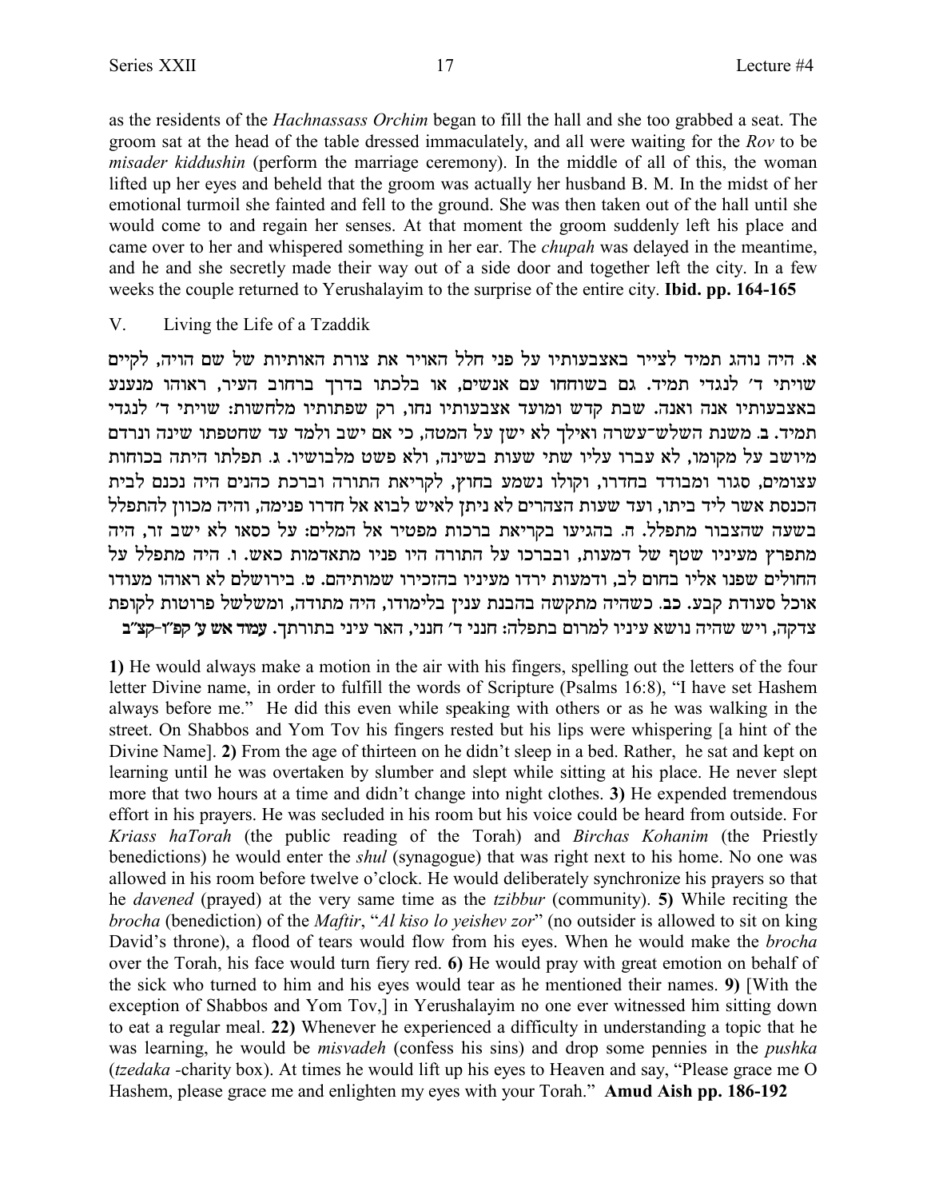as the residents of the *Hachnassass Orchim* began to fill the hall and she too grabbed a seat. The groom sat at the head of the table dressed immaculately, and all were waiting for the *Rov* to be *misader kiddushin* (perform the marriage ceremony). In the middle of all of this, the woman lifted up her eyes and beheld that the groom was actually her husband B. M. In the midst of her emotional turmoil she fainted and fell to the ground. She was then taken out of the hall until she would come to and regain her senses. At that moment the groom suddenly left his place and came over to her and whispered something in her ear. The *chupah* was delayed in the meantime, and he and she secretly made their way out of a side door and together left the city. In a few weeks the couple returned to Yerushalayim to the surprise of the entire city. **Ibid. pp. 164-165**

V. Living the Life of a Tzaddik

**א.** היה נוהג תמיד לצייר באצבעותיו על פני חלל האויר את צורת האותיות של שם הויה, לקיים שויתי ד׳ לנגדי תמיד. גם בשוחחו עם אנשים, או בלכתו בדרך ברחוב העיר, ראוהו מנענע באצבעותיו אנה ואנה. שבת קדש ומועד אצבעותיו נחו, רק שפתותיו מלחשות: שויתי ד׳ לנגדי תמיד. **ב.** משנת השלש־עשרה ואילך לא ישן על המטה, כי אם ישב ולמד עד שחטפתו שינה ונרדם מיושב על מקומו, לא עברו עליו שתי שעות בשינה, ולא פשט מלבושיו. **ג.** תפלתו היתה בכוחות עצומים, סגור ומבודד בחדרו, וקולו נשמע בחוץ, לקריאת התורה וברכת כהנים היה נכנס לבית הכנסת אשר ליד ביתו, ועד שעות הצהרים לא ניתן לאיש לבוא אל חדרו פנימה, והיה מכוון להתפלל בשעה שהצבור מתפלל. **ה.** בהגיעו בקריאת ברכות מפטיר אל המלים: על כסאו לא ישב זר, היה מתפרץ מעיניו שטף של דמעות, ובברכו על התורה היו פניו מתאדמות כאש. **ו.** היה מתפלל על החולים שפנו אליו בחום לב, ודמעות ירדו מעיניו בהזכירו שמותיהם. **ט.** בירושלם לא ראוהו מעודו אוכל סעודת קבע. **כב.** כשהיה מתקשה בהבנת ענין בלימודו, היה מתודה, ומשלשל פרוטות לקופת צדקה, ויש שהיה נושא עיניו למרום בתפלה: חנני ד׳ חנני, האר עיני בתורתך. **עמוד אש ע׳ קפ״ו–קצ״ב**

**1)** He would always make a motion in the air with his fingers, spelling out the letters of the four letter Divine name, in order to fulfill the words of Scripture (Psalms 16:8), "I have set Hashem always before me." He did this even while speaking with others or as he was walking in the street. On Shabbos and Yom Tov his fingers rested but his lips were whispering [a hint of the Divine Name]. **2)** From the age of thirteen on he didn't sleep in a bed. Rather, he sat and kept on learning until he was overtaken by slumber and slept while sitting at his place. He never slept more that two hours at a time and didn't change into night clothes. **3)** He expended tremendous effort in his prayers. He was secluded in his room but his voice could be heard from outside. For *Kriass haTorah* (the public reading of the Torah) and *Birchas Kohanim* (the Priestly benedictions) he would enter the *shul* (synagogue) that was right next to his home. No one was allowed in his room before twelve o'clock. He would deliberately synchronize his prayers so that he *davened* (prayed) at the very same time as the *tzibbur* (community). **5)** While reciting the *brocha* (benediction) of the *Maftir*, "*Al kiso lo yeishev zor*" (no outsider is allowed to sit on king David's throne), a flood of tears would flow from his eyes. When he would make the *brocha* over the Torah, his face would turn fiery red. **6)** He would pray with great emotion on behalf of the sick who turned to him and his eyes would tear as he mentioned their names. **9)** [With the exception of Shabbos and Yom Tov,] in Yerushalayim no one ever witnessed him sitting down to eat a regular meal. **22)** Whenever he experienced a difficulty in understanding a topic that he was learning, he would be *misvadeh* (confess his sins) and drop some pennies in the *pushka* (*tzedaka* -charity box). At times he would lift up his eyes to Heaven and say, "Please grace me O Hashem, please grace me and enlighten my eyes with your Torah." **Amud Aish pp. 186-192**